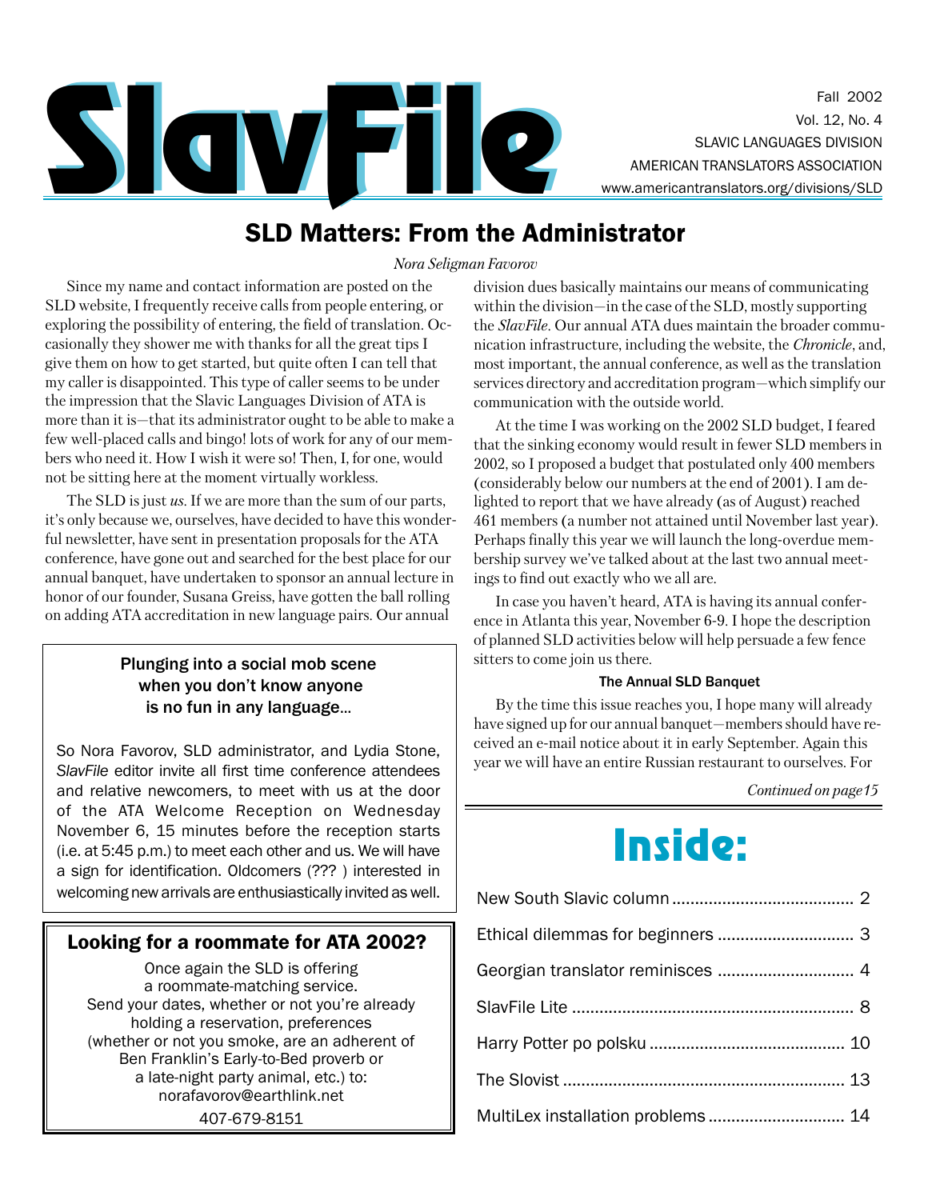# SlavFile

Fall 2002
Vol. 12, No. 4
SLAVIC LANGUAGES DIVISION
AMERICAN TRANSLATORS ASSOCIATION
www.americantranslators.org/divisions/SLD

## SLD Matters: From the Administrator

*Nora Seligman Favorov*

Since my name and contact information are posted on the SLD website, I frequently receive calls from people entering, or exploring the possibility of entering, the field of translation. Occasionally they shower me with thanks for all the great tips I give them on how to get started, but quite often I can tell that my caller is disappointed. This type of caller seems to be under the impression that the Slavic Languages Division of ATA is more than it is—that its administrator ought to be able to make a few well-placed calls and bingo! lots of work for any of our members who need it. How I wish it were so! Then, I, for one, would not be sitting here at the moment virtually workless.

The SLD is just *us*. If we are more than the sum of our parts, it's only because we, ourselves, have decided to have this wonderful newsletter, have sent in presentation proposals for the ATA conference, have gone out and searched for the best place for our annual banquet, have undertaken to sponsor an annual lecture in honor of our founder, Susana Greiss, have gotten the ball rolling on adding ATA accreditation in new language pairs. Our annual division dues basically maintains our means of communicating within the division—in the case of the SLD, mostly supporting the *SlavFile*. Our annual ATA dues maintain the broader communication infrastructure, including the website, the *Chronicle*, and, most important, the annual conference, as well as the translation services directory and accreditation program—which simplify our communication with the outside world.

At the time I was working on the 2002 SLD budget, I feared that the sinking economy would result in fewer SLD members in 2002, so I proposed a budget that postulated only 400 members (considerably below our numbers at the end of 2001). I am delighted to report that we have already (as of August) reached 461 members (a number not attained until November last year). Perhaps finally this year we will launch the long-overdue membership survey we've talked about at the last two annual meetings to find out exactly who we all are.

In case you haven't heard, ATA is having its annual conference in Atlanta this year, November 6-9. I hope the description of planned SLD activities below will help persuade a few fence sitters to come join us there.

### The Annual SLD Banquet

By the time this issue reaches you, I hope many will already have signed up for our annual banquet—members should have received an e-mail notice about it in early September. Again this year we will have an entire Russian restaurant to ourselves. For

*Continued on page 15*

---

**Plunging into a social mob scene when you don't know anyone is no fun in any language...**

So Nora Favorov, SLD administrator, and Lydia Stone, *SlavFile* editor invite all first time conference attendees and relative newcomers, to meet with us at the door of the ATA Welcome Reception on Wednesday November 6, 15 minutes before the reception starts (i.e. at 5:45 p.m.) to meet each other and us. We will have a sign for identification. Oldcomers (??? ) interested in welcoming new arrivals are enthusiastically invited as well.

---

**Looking for a roommate for ATA 2002?**

Once again the SLD is offering a roommate-matching service. Send your dates, whether or not you're already holding a reservation, preferences (whether or not you smoke, are an adherent of Ben Franklin's Early-to-Bed proverb or a late-night party animal, etc.) to: norafavorov@earthlink.net
407-679-8151

---

# Inside:

- New South Slavic column ........ 2
- Ethical dilemmas for beginners ........ 3
- Georgian translator reminisces ........ 4
- SlavFile Lite ........ 8
- Harry Potter po polsku ........ 10
- The Slovist ........ 13
- MultiLex installation problems ........ 14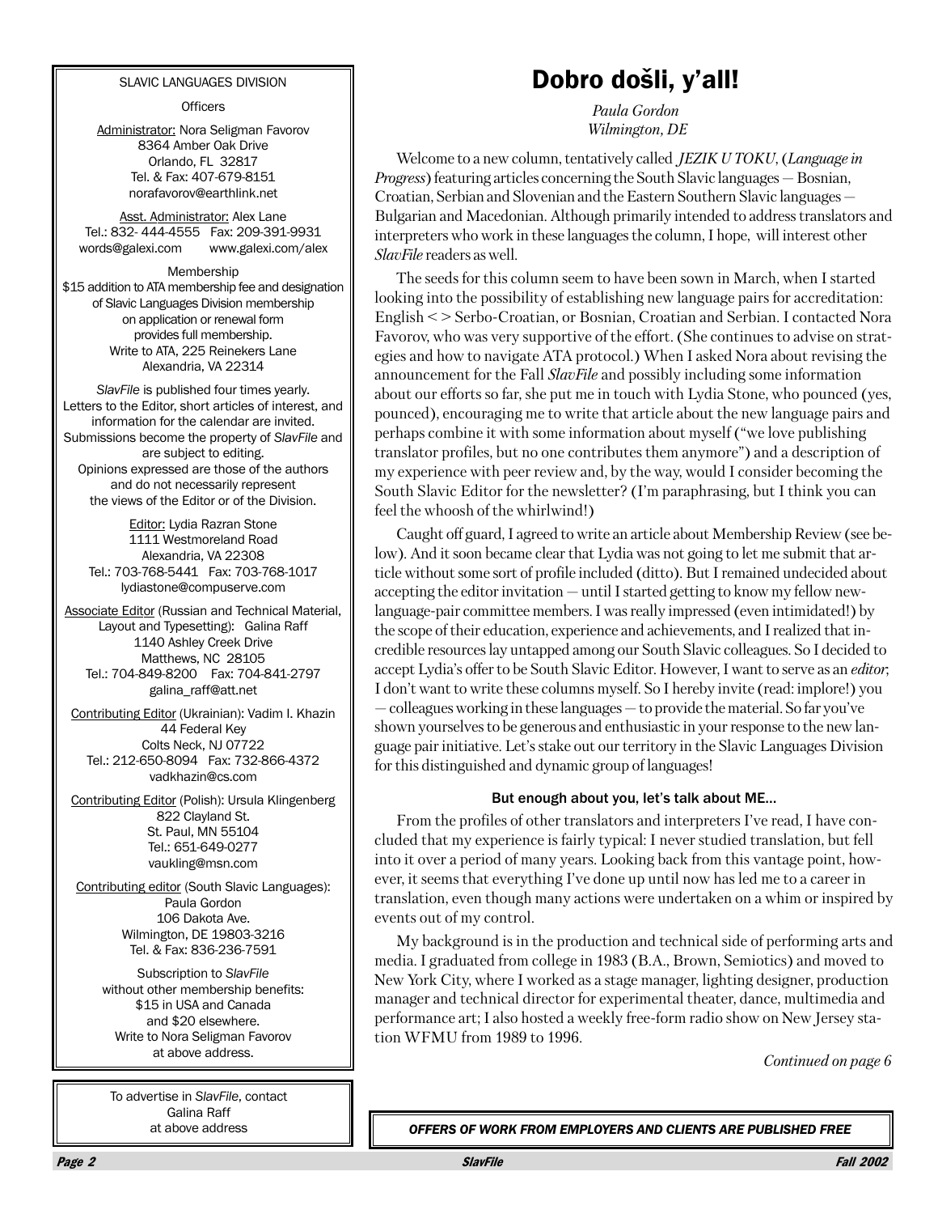SLAVIC LANGUAGES DIVISION

Officers

Administrator: Nora Seligman Favorov
8364 Amber Oak Drive
Orlando, FL 32817
Tel. & Fax: 407-679-8151
norafavorov@earthlink.net

Asst. Administrator: Alex Lane
Tel.: 832- 444-4555 Fax: 209-391-9931
words@galexi.com www.galexi.com/alex

Membership
$15 addition to ATA membership fee and designation of Slavic Languages Division membership on application or renewal form provides full membership.
Write to ATA, 225 Reinekers Lane
Alexandria, VA 22314

*SlavFile* is published four times yearly.
Letters to the Editor, short articles of interest, and information for the calendar are invited.
Submissions become the property of *SlavFile* and are subject to editing.
Opinions expressed are those of the authors and do not necessarily represent the views of the Editor or of the Division.

Editor: Lydia Razran Stone
1111 Westmoreland Road
Alexandria, VA 22308
Tel.: 703-768-5441 Fax: 703-768-1017
lydiastone@compuserve.com

Associate Editor (Russian and Technical Material, Layout and Typesetting): Galina Raff
1140 Ashley Creek Drive
Matthews, NC 28105
Tel.: 704-849-8200 Fax: 704-841-2797
galina_raff@att.net

Contributing Editor (Ukrainian): Vadim I. Khazin
44 Federal Key
Colts Neck, NJ 07722
Tel.: 212-650-8094 Fax: 732-866-4372
vadkhazin@cs.com

Contributing Editor (Polish): Ursula Klingenberg
822 Clayland St.
St. Paul, MN 55104
Tel.: 651-649-0277
vaukling@msn.com

Contributing editor (South Slavic Languages):
Paula Gordon
106 Dakota Ave.
Wilmington, DE 19803-3216
Tel. & Fax: 836-236-7591

Subscription to *SlavFile* without other membership benefits:
$15 in USA and Canada
and $20 elsewhere.
Write to Nora Seligman Favorov
at above address.

To advertise in *SlavFile*, contact
Galina Raff
at above address

# Dobro došli, y'all!

*Paula Gordon*
*Wilmington, DE*

Welcome to a new column, tentatively called *JEZIK U TOKU*, (*Language in Progress*) featuring articles concerning the South Slavic languages — Bosnian, Croatian, Serbian and Slovenian and the Eastern Southern Slavic languages — Bulgarian and Macedonian. Although primarily intended to address translators and interpreters who work in these languages the column, I hope, will interest other *SlavFile* readers as well.

The seeds for this column seem to have been sown in March, when I started looking into the possibility of establishing new language pairs for accreditation: English < > Serbo-Croatian, or Bosnian, Croatian and Serbian. I contacted Nora Favorov, who was very supportive of the effort. (She continues to advise on strategies and how to navigate ATA protocol.) When I asked Nora about revising the announcement for the Fall *SlavFile* and possibly including some information about our efforts so far, she put me in touch with Lydia Stone, who pounced (yes, pounced), encouraging me to write that article about the new language pairs and perhaps combine it with some information about myself ("we love publishing translator profiles, but no one contributes them anymore") and a description of my experience with peer review and, by the way, would I consider becoming the South Slavic Editor for the newsletter? (I'm paraphrasing, but I think you can feel the whoosh of the whirlwind!)

Caught off guard, I agreed to write an article about Membership Review (see below). And it soon became clear that Lydia was not going to let me submit that article without some sort of profile included (ditto). But I remained undecided about accepting the editor invitation — until I started getting to know my fellow new-language-pair committee members. I was really impressed (even intimidated!) by the scope of their education, experience and achievements, and I realized that incredible resources lay untapped among our South Slavic colleagues. So I decided to accept Lydia's offer to be South Slavic Editor. However, I want to serve as an *editor*; I don't want to write these columns myself. So I hereby invite (read: implore!) you — colleagues working in these languages — to provide the material. So far you've shown yourselves to be generous and enthusiastic in your response to the new language pair initiative. Let's stake out our territory in the Slavic Languages Division for this distinguished and dynamic group of languages!

#### But enough about you, let's talk about ME...

From the profiles of other translators and interpreters I've read, I have concluded that my experience is fairly typical: I never studied translation, but fell into it over a period of many years. Looking back from this vantage point, however, it seems that everything I've done up until now has led me to a career in translation, even though many actions were undertaken on a whim or inspired by events out of my control.

My background is in the production and technical side of performing arts and media. I graduated from college in 1983 (B.A., Brown, Semiotics) and moved to New York City, where I worked as a stage manager, lighting designer, production manager and technical director for experimental theater, dance, multimedia and performance art; I also hosted a weekly free-form radio show on New Jersey station WFMU from 1989 to 1996.

*Continued on page 6*

***OFFERS OF WORK FROM EMPLOYERS AND CLIENTS ARE PUBLISHED FREE***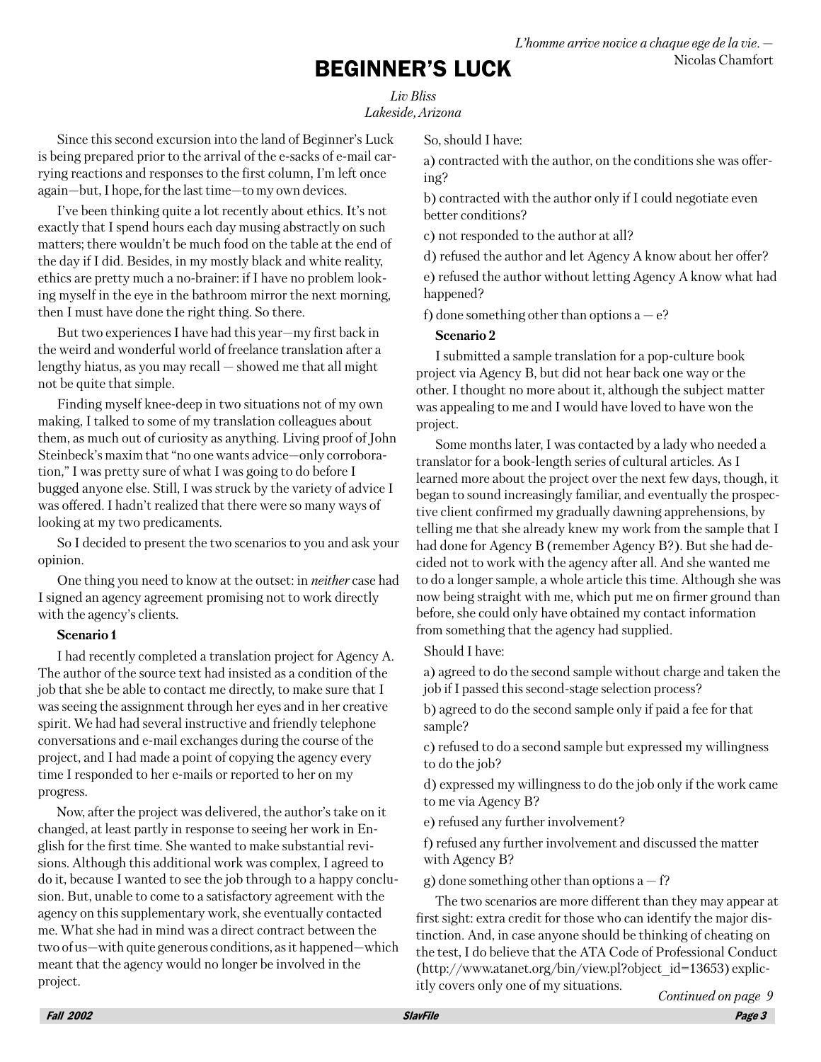*L'homme arrive novice a chaque age de la vie.* — Nicolas Chamfort

# BEGINNER'S LUCK

*Liv Bliss*
*Lakeside, Arizona*

Since this second excursion into the land of Beginner's Luck is being prepared prior to the arrival of the e-sacks of e-mail carrying reactions and responses to the first column, I'm left once again—but, I hope, for the last time—to my own devices.

I've been thinking quite a lot recently about ethics. It's not exactly that I spend hours each day musing abstractly on such matters; there wouldn't be much food on the table at the end of the day if I did. Besides, in my mostly black and white reality, ethics are pretty much a no-brainer: if I have no problem looking myself in the eye in the bathroom mirror the next morning, then I must have done the right thing. So there.

But two experiences I have had this year—my first back in the weird and wonderful world of freelance translation after a lengthy hiatus, as you may recall — showed me that all might not be quite that simple.

Finding myself knee-deep in two situations not of my own making, I talked to some of my translation colleagues about them, as much out of curiosity as anything. Living proof of John Steinbeck's maxim that "no one wants advice—only corroboration," I was pretty sure of what I was going to do before I bugged anyone else. Still, I was struck by the variety of advice I was offered. I hadn't realized that there were so many ways of looking at my two predicaments.

So I decided to present the two scenarios to you and ask your opinion.

One thing you need to know at the outset: in *neither* case had I signed an agency agreement promising not to work directly with the agency's clients.

**Scenario 1**

I had recently completed a translation project for Agency A. The author of the source text had insisted as a condition of the job that she be able to contact me directly, to make sure that I was seeing the assignment through her eyes and in her creative spirit. We had had several instructive and friendly telephone conversations and e-mail exchanges during the course of the project, and I had made a point of copying the agency every time I responded to her e-mails or reported to her on my progress.

Now, after the project was delivered, the author's take on it changed, at least partly in response to seeing her work in English for the first time. She wanted to make substantial revisions. Although this additional work was complex, I agreed to do it, because I wanted to see the job through to a happy conclusion. But, unable to come to a satisfactory agreement with the agency on this supplementary work, she eventually contacted me. What she had in mind was a direct contract between the two of us—with quite generous conditions, as it happened—which meant that the agency would no longer be involved in the project.

So, should I have:

a) contracted with the author, on the conditions she was offering?

b) contracted with the author only if I could negotiate even better conditions?

c) not responded to the author at all?

d) refused the author and let Agency A know about her offer?

e) refused the author without letting Agency A know what had happened?

f) done something other than options a — e?

**Scenario 2**

I submitted a sample translation for a pop-culture book project via Agency B, but did not hear back one way or the other. I thought no more about it, although the subject matter was appealing to me and I would have loved to have won the project.

Some months later, I was contacted by a lady who needed a translator for a book-length series of cultural articles. As I learned more about the project over the next few days, though, it began to sound increasingly familiar, and eventually the prospective client confirmed my gradually dawning apprehensions, by telling me that she already knew my work from the sample that I had done for Agency B (remember Agency B?). But she had decided not to work with the agency after all. And she wanted me to do a longer sample, a whole article this time. Although she was now being straight with me, which put me on firmer ground than before, she could only have obtained my contact information from something that the agency had supplied.

Should I have:

a) agreed to do the second sample without charge and taken the job if I passed this second-stage selection process?

b) agreed to do the second sample only if paid a fee for that sample?

c) refused to do a second sample but expressed my willingness to do the job?

d) expressed my willingness to do the job only if the work came to me via Agency B?

e) refused any further involvement?

f) refused any further involvement and discussed the matter with Agency B?

g) done something other than options a — f?

The two scenarios are more different than they may appear at first sight: extra credit for those who can identify the major distinction. And, in case anyone should be thinking of cheating on the test, I do believe that the ATA Code of Professional Conduct (http://www.atanet.org/bin/view.pl?object_id=13653) explicitly covers only one of my situations.

*Continued on page 9*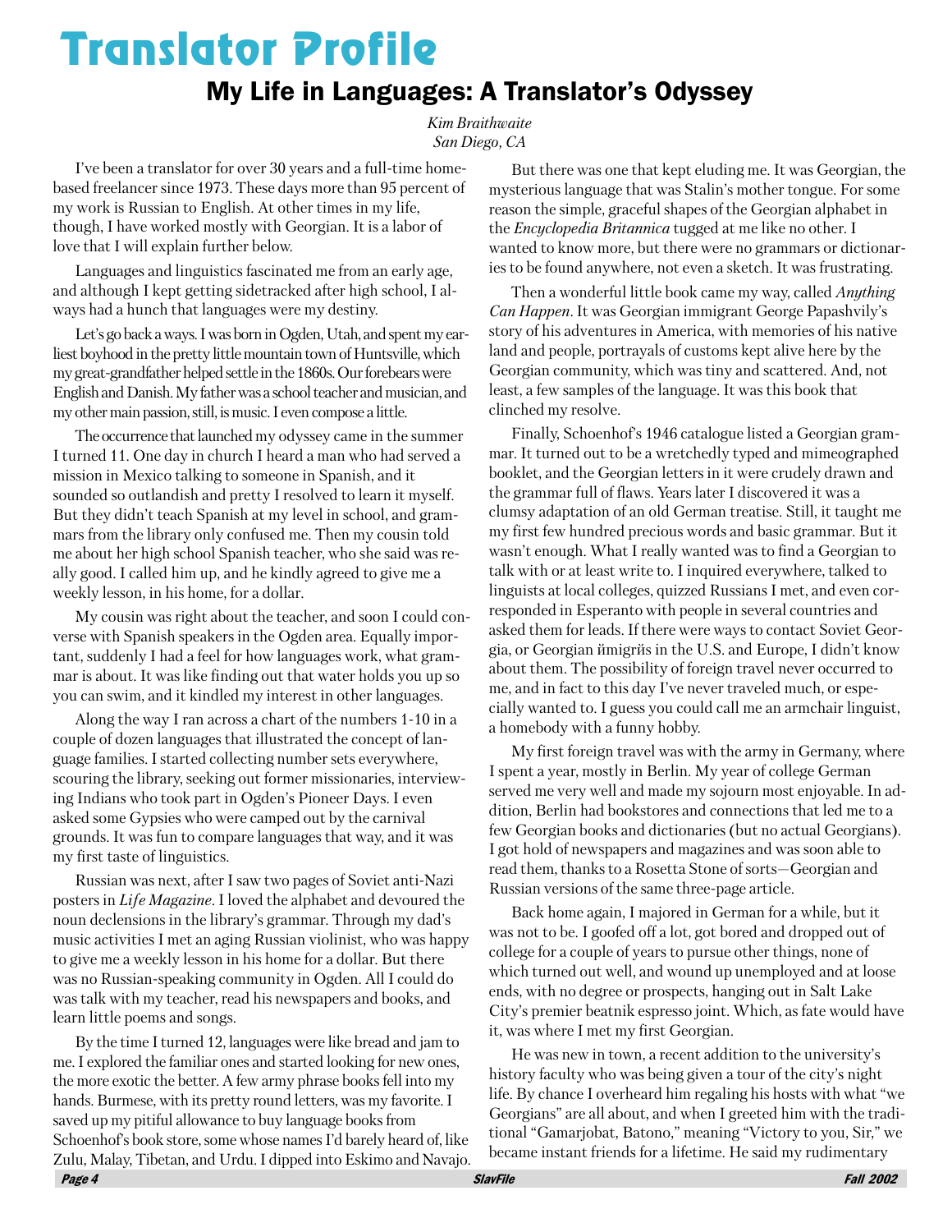# Translator Profile

## My Life in Languages: A Translator's Odyssey

*Kim Braithwaite*
*San Diego, CA*

I've been a translator for over 30 years and a full-time home-based freelancer since 1973. These days more than 95 percent of my work is Russian to English. At other times in my life, though, I have worked mostly with Georgian. It is a labor of love that I will explain further below.

Languages and linguistics fascinated me from an early age, and although I kept getting sidetracked after high school, I always had a hunch that languages were my destiny.

Let's go back a ways. I was born in Ogden, Utah, and spent my earliest boyhood in the pretty little mountain town of Huntsville, which my great-grandfather helped settle in the 1860s. Our forebears were English and Danish. My father was a school teacher and musician, and my other main passion, still, is music. I even compose a little.

The occurrence that launched my odyssey came in the summer I turned 11. One day in church I heard a man who had served a mission in Mexico talking to someone in Spanish, and it sounded so outlandish and pretty I resolved to learn it myself. But they didn't teach Spanish at my level in school, and grammars from the library only confused me. Then my cousin told me about her high school Spanish teacher, who she said was really good. I called him up, and he kindly agreed to give me a weekly lesson, in his home, for a dollar.

My cousin was right about the teacher, and soon I could converse with Spanish speakers in the Ogden area. Equally important, suddenly I had a feel for how languages work, what grammar is about. It was like finding out that water holds you up so you can swim, and it kindled my interest in other languages.

Along the way I ran across a chart of the numbers 1-10 in a couple of dozen languages that illustrated the concept of language families. I started collecting number sets everywhere, scouring the library, seeking out former missionaries, interviewing Indians who took part in Ogden's Pioneer Days. I even asked some Gypsies who were camped out by the carnival grounds. It was fun to compare languages that way, and it was my first taste of linguistics.

Russian was next, after I saw two pages of Soviet anti-Nazi posters in *Life Magazine*. I loved the alphabet and devoured the noun declensions in the library's grammar. Through my dad's music activities I met an aging Russian violinist, who was happy to give me a weekly lesson in his home for a dollar. But there was no Russian-speaking community in Ogden. All I could do was talk with my teacher, read his newspapers and books, and learn little poems and songs.

By the time I turned 12, languages were like bread and jam to me. I explored the familiar ones and started looking for new ones, the more exotic the better. A few army phrase books fell into my hands. Burmese, with its pretty round letters, was my favorite. I saved up my pitiful allowance to buy language books from Schoenhof's book store, some whose names I'd barely heard of, like Zulu, Malay, Tibetan, and Urdu. I dipped into Eskimo and Navajo.

But there was one that kept eluding me. It was Georgian, the mysterious language that was Stalin's mother tongue. For some reason the simple, graceful shapes of the Georgian alphabet in the *Encyclopedia Britannica* tugged at me like no other. I wanted to know more, but there were no grammars or dictionaries to be found anywhere, not even a sketch. It was frustrating.

Then a wonderful little book came my way, called *Anything Can Happen*. It was Georgian immigrant George Papashvily's story of his adventures in America, with memories of his native land and people, portrayals of customs kept alive here by the Georgian community, which was tiny and scattered. And, not least, a few samples of the language. It was this book that clinched my resolve.

Finally, Schoenhof's 1946 catalogue listed a Georgian grammar. It turned out to be a wretchedly typed and mimeographed booklet, and the Georgian letters in it were crudely drawn and the grammar full of flaws. Years later I discovered it was a clumsy adaptation of an old German treatise. Still, it taught me my first few hundred precious words and basic grammar. But it wasn't enough. What I really wanted was to find a Georgian to talk with or at least write to. I inquired everywhere, talked to linguists at local colleges, quizzed Russians I met, and even corresponded in Esperanto with people in several countries and asked them for leads. If there were ways to contact Soviet Georgia, or Georgian ňmigrňs in the U.S. and Europe, I didn't know about them. The possibility of foreign travel never occurred to me, and in fact to this day I've never traveled much, or especially wanted to. I guess you could call me an armchair linguist, a homebody with a funny hobby.

My first foreign travel was with the army in Germany, where I spent a year, mostly in Berlin. My year of college German served me very well and made my sojourn most enjoyable. In addition, Berlin had bookstores and connections that led me to a few Georgian books and dictionaries (but no actual Georgians). I got hold of newspapers and magazines and was soon able to read them, thanks to a Rosetta Stone of sorts—Georgian and Russian versions of the same three-page article.

Back home again, I majored in German for a while, but it was not to be. I goofed off a lot, got bored and dropped out of college for a couple of years to pursue other things, none of which turned out well, and wound up unemployed and at loose ends, with no degree or prospects, hanging out in Salt Lake City's premier beatnik espresso joint. Which, as fate would have it, was where I met my first Georgian.

He was new in town, a recent addition to the university's history faculty who was being given a tour of the city's night life. By chance I overheard him regaling his hosts with what "we Georgians" are all about, and when I greeted him with the traditional "Gamarjobat, Batono," meaning "Victory to you, Sir," we became instant friends for a lifetime. He said my rudimentary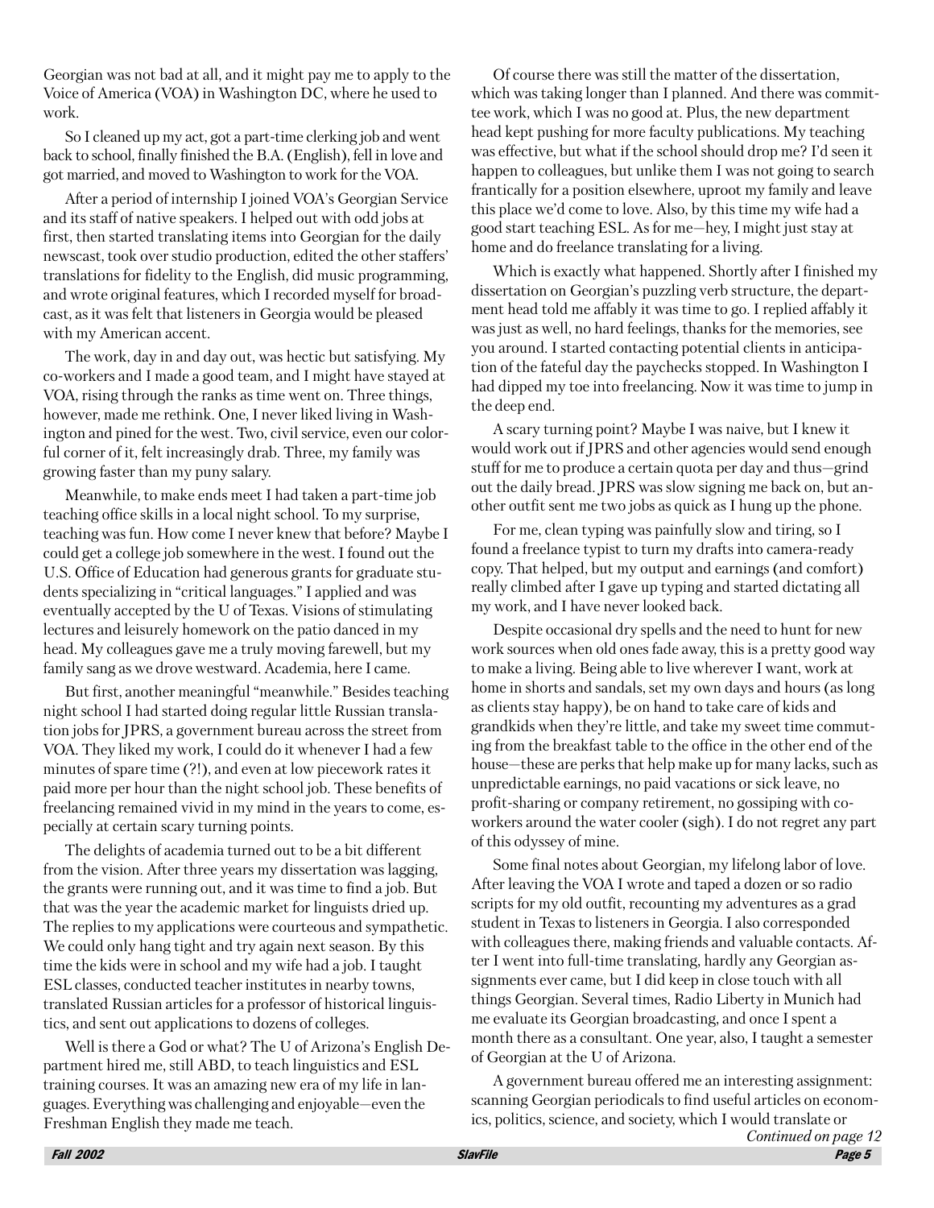Georgian was not bad at all, and it might pay me to apply to the Voice of America (VOA) in Washington DC, where he used to work.

So I cleaned up my act, got a part-time clerking job and went back to school, finally finished the B.A. (English), fell in love and got married, and moved to Washington to work for the VOA.

After a period of internship I joined VOA's Georgian Service and its staff of native speakers. I helped out with odd jobs at first, then started translating items into Georgian for the daily newscast, took over studio production, edited the other staffers' translations for fidelity to the English, did music programming, and wrote original features, which I recorded myself for broadcast, as it was felt that listeners in Georgia would be pleased with my American accent.

The work, day in and day out, was hectic but satisfying. My co-workers and I made a good team, and I might have stayed at VOA, rising through the ranks as time went on. Three things, however, made me rethink. One, I never liked living in Washington and pined for the west. Two, civil service, even our colorful corner of it, felt increasingly drab. Three, my family was growing faster than my puny salary.

Meanwhile, to make ends meet I had taken a part-time job teaching office skills in a local night school. To my surprise, teaching was fun. How come I never knew that before? Maybe I could get a college job somewhere in the west. I found out the U.S. Office of Education had generous grants for graduate students specializing in "critical languages." I applied and was eventually accepted by the U of Texas. Visions of stimulating lectures and leisurely homework on the patio danced in my head. My colleagues gave me a truly moving farewell, but my family sang as we drove westward. Academia, here I came.

But first, another meaningful "meanwhile." Besides teaching night school I had started doing regular little Russian translation jobs for JPRS, a government bureau across the street from VOA. They liked my work, I could do it whenever I had a few minutes of spare time (?!), and even at low piecework rates it paid more per hour than the night school job. These benefits of freelancing remained vivid in my mind in the years to come, especially at certain scary turning points.

The delights of academia turned out to be a bit different from the vision. After three years my dissertation was lagging, the grants were running out, and it was time to find a job. But that was the year the academic market for linguists dried up. The replies to my applications were courteous and sympathetic. We could only hang tight and try again next season. By this time the kids were in school and my wife had a job. I taught ESL classes, conducted teacher institutes in nearby towns, translated Russian articles for a professor of historical linguistics, and sent out applications to dozens of colleges.

Well is there a God or what? The U of Arizona's English Department hired me, still ABD, to teach linguistics and ESL training courses. It was an amazing new era of my life in languages. Everything was challenging and enjoyable—even the Freshman English they made me teach.

Of course there was still the matter of the dissertation, which was taking longer than I planned. And there was committee work, which I was no good at. Plus, the new department head kept pushing for more faculty publications. My teaching was effective, but what if the school should drop me? I'd seen it happen to colleagues, but unlike them I was not going to search frantically for a position elsewhere, uproot my family and leave this place we'd come to love. Also, by this time my wife had a good start teaching ESL. As for me—hey, I might just stay at home and do freelance translating for a living.

Which is exactly what happened. Shortly after I finished my dissertation on Georgian's puzzling verb structure, the department head told me affably it was time to go. I replied affably it was just as well, no hard feelings, thanks for the memories, see you around. I started contacting potential clients in anticipation of the fateful day the paychecks stopped. In Washington I had dipped my toe into freelancing. Now it was time to jump in the deep end.

A scary turning point? Maybe I was naive, but I knew it would work out if JPRS and other agencies would send enough stuff for me to produce a certain quota per day and thus—grind out the daily bread. JPRS was slow signing me back on, but another outfit sent me two jobs as quick as I hung up the phone.

For me, clean typing was painfully slow and tiring, so I found a freelance typist to turn my drafts into camera-ready copy. That helped, but my output and earnings (and comfort) really climbed after I gave up typing and started dictating all my work, and I have never looked back.

Despite occasional dry spells and the need to hunt for new work sources when old ones fade away, this is a pretty good way to make a living. Being able to live wherever I want, work at home in shorts and sandals, set my own days and hours (as long as clients stay happy), be on hand to take care of kids and grandkids when they're little, and take my sweet time commuting from the breakfast table to the office in the other end of the house—these are perks that help make up for many lacks, such as unpredictable earnings, no paid vacations or sick leave, no profit-sharing or company retirement, no gossiping with co-workers around the water cooler (sigh). I do not regret any part of this odyssey of mine.

Some final notes about Georgian, my lifelong labor of love. After leaving the VOA I wrote and taped a dozen or so radio scripts for my old outfit, recounting my adventures as a grad student in Texas to listeners in Georgia. I also corresponded with colleagues there, making friends and valuable contacts. After I went into full-time translating, hardly any Georgian assignments ever came, but I did keep in close touch with all things Georgian. Several times, Radio Liberty in Munich had me evaluate its Georgian broadcasting, and once I spent a month there as a consultant. One year, also, I taught a semester of Georgian at the U of Arizona.

A government bureau offered me an interesting assignment: scanning Georgian periodicals to find useful articles on economics, politics, science, and society, which I would translate or

*Continued on page 12*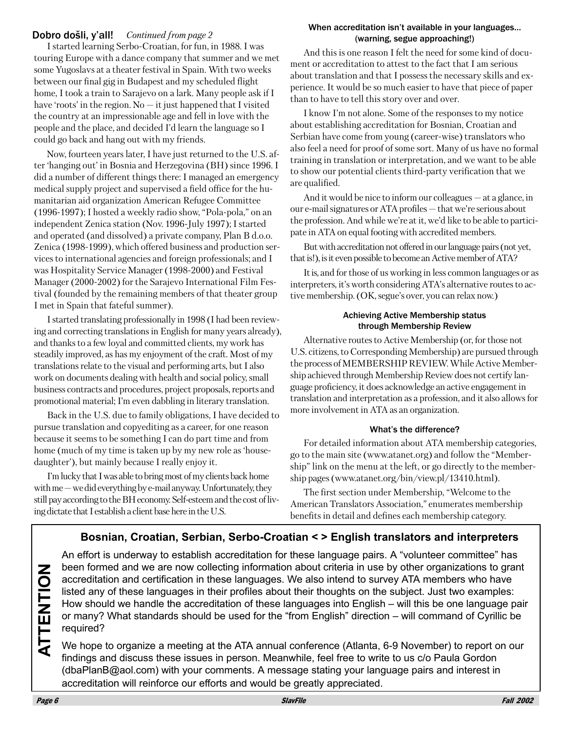**Dobro došli, y'all!** *Continued from page 2*

I started learning Serbo-Croatian, for fun, in 1988. I was touring Europe with a dance company that summer and we met some Yugoslavs at a theater festival in Spain. With two weeks between our final gig in Budapest and my scheduled flight home, I took a train to Sarajevo on a lark. Many people ask if I have 'roots' in the region. No — it just happened that I visited the country at an impressionable age and fell in love with the people and the place, and decided I'd learn the language so I could go back and hang out with my friends.

Now, fourteen years later, I have just returned to the U.S. after 'hanging out' in Bosnia and Herzegovina (BH) since 1996. I did a number of different things there: I managed an emergency medical supply project and supervised a field office for the humanitarian aid organization American Refugee Committee (1996-1997); I hosted a weekly radio show, "Pola-pola," on an independent Zenica station (Nov. 1996-July 1997); I started and operated (and dissolved) a private company, Plan B d.o.o. Zenica (1998-1999), which offered business and production services to international agencies and foreign professionals; and I was Hospitality Service Manager (1998-2000) and Festival Manager (2000-2002) for the Sarajevo International Film Festival (founded by the remaining members of that theater group I met in Spain that fateful summer).

I started translating professionally in 1998 (I had been reviewing and correcting translations in English for many years already), and thanks to a few loyal and committed clients, my work has steadily improved, as has my enjoyment of the craft. Most of my translations relate to the visual and performing arts, but I also work on documents dealing with health and social policy, small business contracts and procedures, project proposals, reports and promotional material; I'm even dabbling in literary translation.

Back in the U.S. due to family obligations, I have decided to pursue translation and copyediting as a career, for one reason because it seems to be something I can do part time and from home (much of my time is taken up by my new role as 'housedaughter'), but mainly because I really enjoy it.

I'm lucky that I was able to bring most of my clients back home with me — we did everything by e-mail anyway. Unfortunately, they still pay according to the BH economy. Self-esteem and the cost of living dictate that I establish a client base here in the U.S.

#### When accreditation isn't available in your languages... (warning, segue approaching!)

And this is one reason I felt the need for some kind of document or accreditation to attest to the fact that I am serious about translation and that I possess the necessary skills and experience. It would be so much easier to have that piece of paper than to have to tell this story over and over.

I know I'm not alone. Some of the responses to my notice about establishing accreditation for Bosnian, Croatian and Serbian have come from young (career-wise) translators who also feel a need for proof of some sort. Many of us have no formal training in translation or interpretation, and we want to be able to show our potential clients third-party verification that we are qualified.

And it would be nice to inform our colleagues — at a glance, in our e-mail signatures or ATA profiles — that we're serious about the profession. And while we're at it, we'd like to be able to participate in ATA on equal footing with accredited members.

But with accreditation not offered in our language pairs (not yet, that is!), is it even possible to become an Active member of ATA?

It is, and for those of us working in less common languages or as interpreters, it's worth considering ATA's alternative routes to active membership. (OK, segue's over, you can relax now.)

#### Achieving Active Membership status through Membership Review

Alternative routes to Active Membership (or, for those not U.S. citizens, to Corresponding Membership) are pursued through the process of MEMBERSHIP REVIEW. While Active Membership achieved through Membership Review does not certify language proficiency, it does acknowledge an active engagement in translation and interpretation as a profession, and it also allows for more involvement in ATA as an organization.

#### What's the difference?

For detailed information about ATA membership categories, go to the main site (www.atanet.org) and follow the "Membership" link on the menu at the left, or go directly to the membership pages (www.atanet.org/bin/view.pl/13410.html).

The first section under Membership, "Welcome to the American Translators Association," enumerates membership benefits in detail and defines each membership category.

---

**ATTENTION**

### Bosnian, Croatian, Serbian, Serbo-Croatian < > English translators and interpreters

An effort is underway to establish accreditation for these language pairs. A "volunteer committee" has been formed and we are now collecting information about criteria in use by other organizations to grant accreditation and certification in these languages. We also intend to survey ATA members who have listed any of these languages in their profiles about their thoughts on the subject. Just two examples: How should we handle the accreditation of these languages into English – will this be one language pair or many? What standards should be used for the "from English" direction – will command of Cyrillic be required?

We hope to organize a meeting at the ATA annual conference (Atlanta, 6-9 November) to report on our findings and discuss these issues in person. Meanwhile, feel free to write to us c/o Paula Gordon (dbaPlanB@aol.com) with your comments. A message stating your language pairs and interest in accreditation will reinforce our efforts and would be greatly appreciated.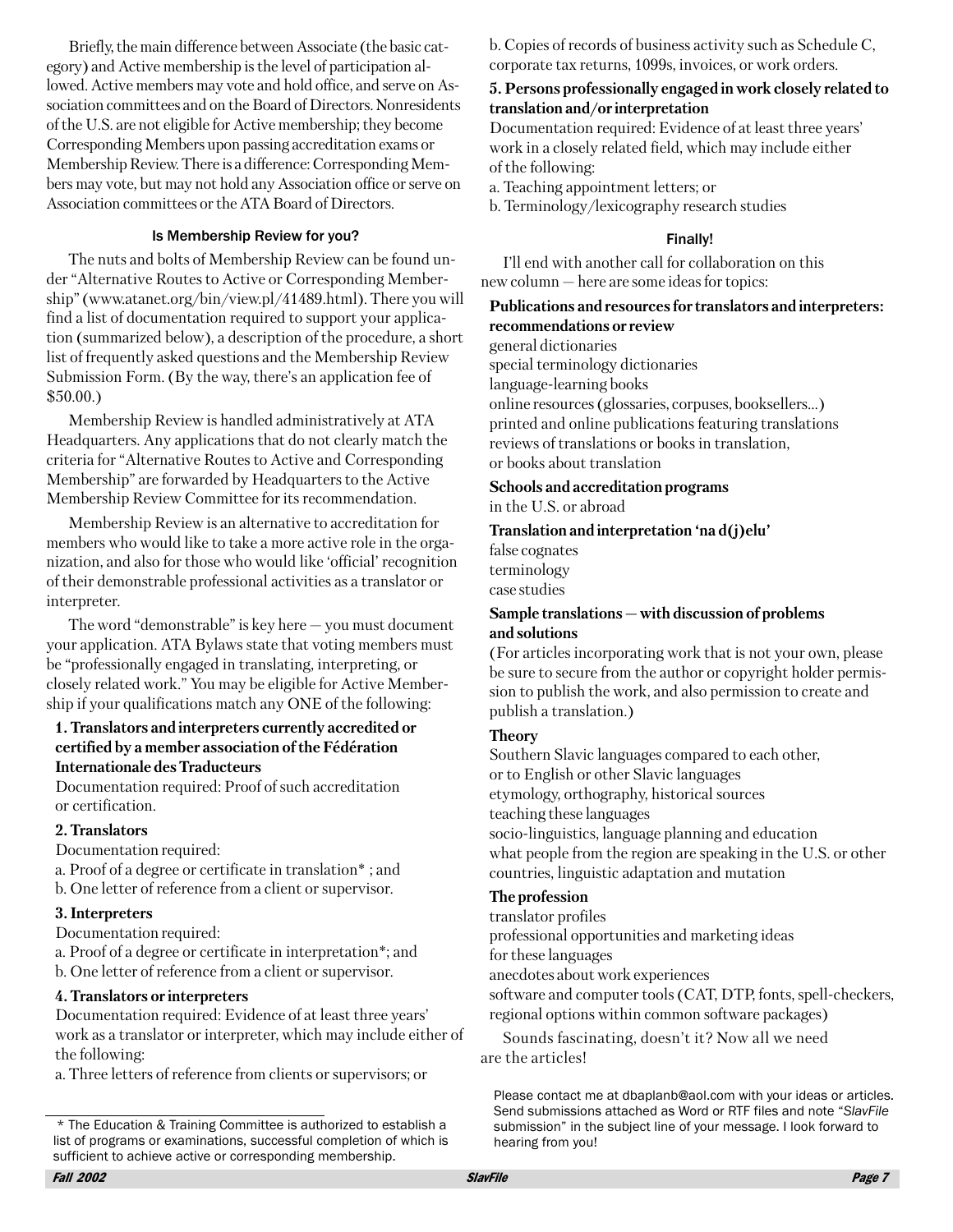Briefly, the main difference between Associate (the basic category) and Active membership is the level of participation allowed. Active members may vote and hold office, and serve on Association committees and on the Board of Directors. Nonresidents of the U.S. are not eligible for Active membership; they become Corresponding Members upon passing accreditation exams or Membership Review. There is a difference: Corresponding Members may vote, but may not hold any Association office or serve on Association committees or the ATA Board of Directors.

### Is Membership Review for you?

The nuts and bolts of Membership Review can be found under "Alternative Routes to Active or Corresponding Membership" (www.atanet.org/bin/view.pl/41489.html). There you will find a list of documentation required to support your application (summarized below), a description of the procedure, a short list of frequently asked questions and the Membership Review Submission Form. (By the way, there's an application fee of $50.00.)

Membership Review is handled administratively at ATA Headquarters. Any applications that do not clearly match the criteria for "Alternative Routes to Active and Corresponding Membership" are forwarded by Headquarters to the Active Membership Review Committee for its recommendation.

Membership Review is an alternative to accreditation for members who would like to take a more active role in the organization, and also for those who would like 'official' recognition of their demonstrable professional activities as a translator or interpreter.

The word "demonstrable" is key here — you must document your application. ATA Bylaws state that voting members must be "professionally engaged in translating, interpreting, or closely related work." You may be eligible for Active Membership if your qualifications match any ONE of the following:

**1. Translators and interpreters currently accredited or certified by a member association of the Fédération Internationale des Traducteurs**

Documentation required: Proof of such accreditation or certification.

**2. Translators**

Documentation required:

a. Proof of a degree or certificate in translation* ; and

b. One letter of reference from a client or supervisor.

**3. Interpreters**

Documentation required:

a. Proof of a degree or certificate in interpretation*; and

b. One letter of reference from a client or supervisor.

**4. Translators or interpreters**

Documentation required: Evidence of at least three years' work as a translator or interpreter, which may include either of the following:

a. Three letters of reference from clients or supervisors; or

b. Copies of records of business activity such as Schedule C, corporate tax returns, 1099s, invoices, or work orders.

**5. Persons professionally engaged in work closely related to translation and/or interpretation**

Documentation required: Evidence of at least three years' work in a closely related field, which may include either of the following:

a. Teaching appointment letters; or

b. Terminology/lexicography research studies

\* The Education & Training Committee is authorized to establish a list of programs or examinations, successful completion of which is sufficient to achieve active or corresponding membership.

### Finally!

I'll end with another call for collaboration on this new column — here are some ideas for topics:

**Publications and resources for translators and interpreters: recommendations or review**

general dictionaries
special terminology dictionaries
language-learning books
online resources (glossaries, corpuses, booksellers...)
printed and online publications featuring translations
reviews of translations or books in translation, or books about translation

**Schools and accreditation programs**

in the U.S. or abroad

**Translation and interpretation 'na d(j)elu'**

false cognates
terminology
case studies

**Sample translations — with discussion of problems and solutions**

(For articles incorporating work that is not your own, please be sure to secure from the author or copyright holder permission to publish the work, and also permission to create and publish a translation.)

**Theory**

Southern Slavic languages compared to each other, or to English or other Slavic languages
etymology, orthography, historical sources
teaching these languages
socio-linguistics, language planning and education
what people from the region are speaking in the U.S. or other countries, linguistic adaptation and mutation

**The profession**

translator profiles
professional opportunities and marketing ideas for these languages
anecdotes about work experiences
software and computer tools (CAT, DTP, fonts, spell-checkers, regional options within common software packages)

Sounds fascinating, doesn't it? Now all we need are the articles!

Please contact me at dbaplanb@aol.com with your ideas or articles. Send submissions attached as Word or RTF files and note "*SlavFile* submission" in the subject line of your message. I look forward to hearing from you!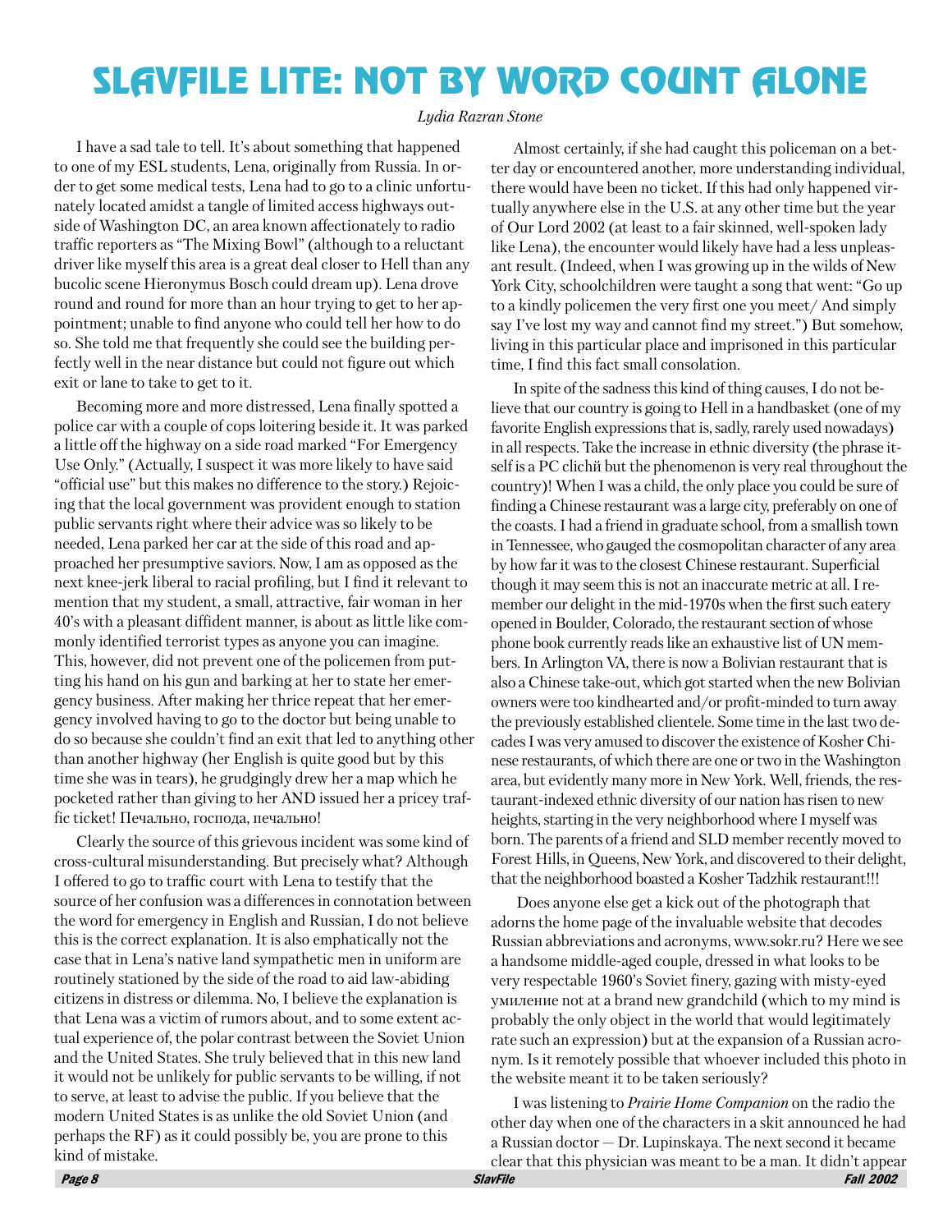# SLAVFILE LITE: NOT BY WORD COUNT ALONE

*Lydia Razran Stone*

I have a sad tale to tell. It's about something that happened to one of my ESL students, Lena, originally from Russia. In order to get some medical tests, Lena had to go to a clinic unfortunately located amidst a tangle of limited access highways outside of Washington DC, an area known affectionately to radio traffic reporters as "The Mixing Bowl" (although to a reluctant driver like myself this area is a great deal closer to Hell than any bucolic scene Hieronymus Bosch could dream up). Lena drove round and round for more than an hour trying to get to her appointment; unable to find anyone who could tell her how to do so. She told me that frequently she could see the building perfectly well in the near distance but could not figure out which exit or lane to take to get to it.

Becoming more and more distressed, Lena finally spotted a police car with a couple of cops loitering beside it. It was parked a little off the highway on a side road marked "For Emergency Use Only." (Actually, I suspect it was more likely to have said "official use" but this makes no difference to the story.) Rejoicing that the local government was provident enough to station public servants right where their advice was so likely to be needed, Lena parked her car at the side of this road and approached her presumptive saviors. Now, I am as opposed as the next knee-jerk liberal to racial profiling, but I find it relevant to mention that my student, a small, attractive, fair woman in her 40's with a pleasant diffident manner, is about as little like commonly identified terrorist types as anyone you can imagine. This, however, did not prevent one of the policemen from putting his hand on his gun and barking at her to state her emergency business. After making her thrice repeat that her emergency involved having to go to the doctor but being unable to do so because she couldn't find an exit that led to anything other than another highway (her English is quite good but by this time she was in tears), he grudgingly drew her a map which he pocketed rather than giving to her AND issued her a pricey traffic ticket! Печально, господа, печально!

Clearly the source of this grievous incident was some kind of cross-cultural misunderstanding. But precisely what? Although I offered to go to traffic court with Lena to testify that the source of her confusion was a differences in connotation between the word for emergency in English and Russian, I do not believe this is the correct explanation. It is also emphatically not the case that in Lena's native land sympathetic men in uniform are routinely stationed by the side of the road to aid law-abiding citizens in distress or dilemma. No, I believe the explanation is that Lena was a victim of rumors about, and to some extent actual experience of, the polar contrast between the Soviet Union and the United States. She truly believed that in this new land it would not be unlikely for public servants to be willing, if not to serve, at least to advise the public. If you believe that the modern United States is as unlike the old Soviet Union (and perhaps the RF) as it could possibly be, you are prone to this kind of mistake.

Almost certainly, if she had caught this policeman on a better day or encountered another, more understanding individual, there would have been no ticket. If this had only happened virtually anywhere else in the U.S. at any other time but the year of Our Lord 2002 (at least to a fair skinned, well-spoken lady like Lena), the encounter would likely have had a less unpleasant result. (Indeed, when I was growing up in the wilds of New York City, schoolchildren were taught a song that went: "Go up to a kindly policemen the very first one you meet/ And simply say I've lost my way and cannot find my street.") But somehow, living in this particular place and imprisoned in this particular time, I find this fact small consolation.

In spite of the sadness this kind of thing causes, I do not believe that our country is going to Hell in a handbasket (one of my favorite English expressions that is, sadly, rarely used nowadays) in all respects. Take the increase in ethnic diversity (the phrase itself is a PC clichй but the phenomenon is very real throughout the country)! When I was a child, the only place you could be sure of finding a Chinese restaurant was a large city, preferably on one of the coasts. I had a friend in graduate school, from a smallish town in Tennessee, who gauged the cosmopolitan character of any area by how far it was to the closest Chinese restaurant. Superficial though it may seem this is not an inaccurate metric at all. I remember our delight in the mid-1970s when the first such eatery opened in Boulder, Colorado, the restaurant section of whose phone book currently reads like an exhaustive list of UN members. In Arlington VA, there is now a Bolivian restaurant that is also a Chinese take-out, which got started when the new Bolivian owners were too kindhearted and/or profit-minded to turn away the previously established clientele. Some time in the last two decades I was very amused to discover the existence of Kosher Chinese restaurants, of which there are one or two in the Washington area, but evidently many more in New York. Well, friends, the restaurant-indexed ethnic diversity of our nation has risen to new heights, starting in the very neighborhood where I myself was born. The parents of a friend and SLD member recently moved to Forest Hills, in Queens, New York, and discovered to their delight, that the neighborhood boasted a Kosher Tadzhik restaurant!!!

Does anyone else get a kick out of the photograph that adorns the home page of the invaluable website that decodes Russian abbreviations and acronyms, www.sokr.ru? Here we see a handsome middle-aged couple, dressed in what looks to be very respectable 1960's Soviet finery, gazing with misty-eyed умиление not at a brand new grandchild (which to my mind is probably the only object in the world that would legitimately rate such an expression) but at the expansion of a Russian acronym. Is it remotely possible that whoever included this photo in the website meant it to be taken seriously?

I was listening to *Prairie Home Companion* on the radio the other day when one of the characters in a skit announced he had a Russian doctor — Dr. Lupinskaya. The next second it became clear that this physician was meant to be a man. It didn't appear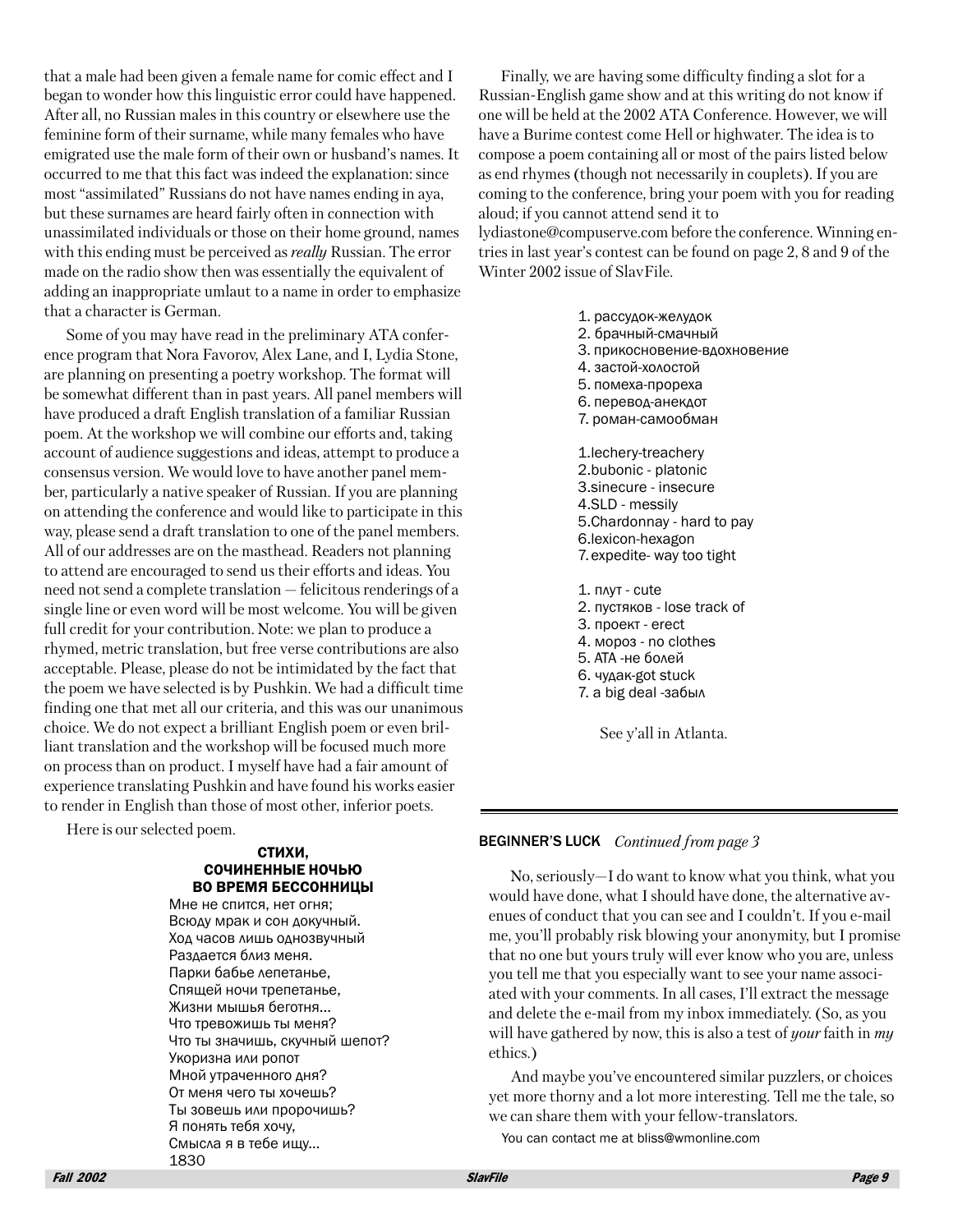that a male had been given a female name for comic effect and I began to wonder how this linguistic error could have happened. After all, no Russian males in this country or elsewhere use the feminine form of their surname, while many females who have emigrated use the male form of their own or husband's names. It occurred to me that this fact was indeed the explanation: since most "assimilated" Russians do not have names ending in aya, but these surnames are heard fairly often in connection with unassimilated individuals or those on their home ground, names with this ending must be perceived as *really* Russian. The error made on the radio show then was essentially the equivalent of adding an inappropriate umlaut to a name in order to emphasize that a character is German.

Some of you may have read in the preliminary ATA conference program that Nora Favorov, Alex Lane, and I, Lydia Stone, are planning on presenting a poetry workshop. The format will be somewhat different than in past years. All panel members will have produced a draft English translation of a familiar Russian poem. At the workshop we will combine our efforts and, taking account of audience suggestions and ideas, attempt to produce a consensus version. We would love to have another panel member, particularly a native speaker of Russian. If you are planning on attending the conference and would like to participate in this way, please send a draft translation to one of the panel members. All of our addresses are on the masthead. Readers not planning to attend are encouraged to send us their efforts and ideas. You need not send a complete translation — felicitous renderings of a single line or even word will be most welcome. You will be given full credit for your contribution. Note: we plan to produce a rhymed, metric translation, but free verse contributions are also acceptable. Please, please do not be intimidated by the fact that the poem we have selected is by Pushkin. We had a difficult time finding one that met all our criteria, and this was our unanimous choice. We do not expect a brilliant English poem or even brilliant translation and the workshop will be focused much more on process than on product. I myself have had a fair amount of experience translating Pushkin and have found his works easier to render in English than those of most other, inferior poets.

Here is our selected poem.

**СТИХИ,
СОЧИНЕННЫЕ НОЧЬЮ
ВО ВРЕМЯ БЕССОННИЦЫ**

Мне не спится, нет огня;
Всюду мрак и сон докучный.
Ход часов лишь однозвучный
Раздается близ меня.
Парки бабье лепетанье,
Спящей ночи трепетанье,
Жизни мышья беготня...
Что тревожишь ты меня?
Что ты значишь, скучный шепот?
Укоризна или ропот
Мной утраченного дня?
От меня чего ты хочешь?
Ты зовешь или пророчишь?
Я понять тебя хочу,
Смысла я в тебе ищу...
1830

Finally, we are having some difficulty finding a slot for a Russian-English game show and at this writing do not know if one will be held at the 2002 ATA Conference. However, we will have a Burime contest come Hell or highwater. The idea is to compose a poem containing all or most of the pairs listed below as end rhymes (though not necessarily in couplets). If you are coming to the conference, bring your poem with you for reading aloud; if you cannot attend send it to lydiastone@compuserve.com before the conference. Winning entries in last year's contest can be found on page 2, 8 and 9 of the Winter 2002 issue of SlavFile.

1. рассудок-желудок
2. брачный-смачный
3. прикосновение-вдохновение
4. застой-холостой
5. помеха-прореха
6. перевод-анекдот
7. роман-самообман

1. lechery-treachery
2. bubonic - platonic
3. sinecure - insecure
4. SLD - messily
5. Chardonnay - hard to pay
6. lexicon-hexagon
7. expedite- way too tight

1. плут - cute
2. пустяков - lose track of
3. проект - erect
4. мороз - no clothes
5. ATA -не болей
6. чудак-got stuck
7. a big deal -забыл

See y'all in Atlanta.

---

**BEGINNER'S LUCK** *Continued from page 3*

No, seriously—I do want to know what you think, what you would have done, what I should have done, the alternative avenues of conduct that you can see and I couldn't. If you e-mail me, you'll probably risk blowing your anonymity, but I promise that no one but yours truly will ever know who you are, unless you tell me that you especially want to see your name associated with your comments. In all cases, I'll extract the message and delete the e-mail from my inbox immediately. (So, as you will have gathered by now, this is also a test of *your* faith in *my* ethics.)

And maybe you've encountered similar puzzlers, or choices yet more thorny and a lot more interesting. Tell me the tale, so we can share them with your fellow-translators.

You can contact me at bliss@wmonline.com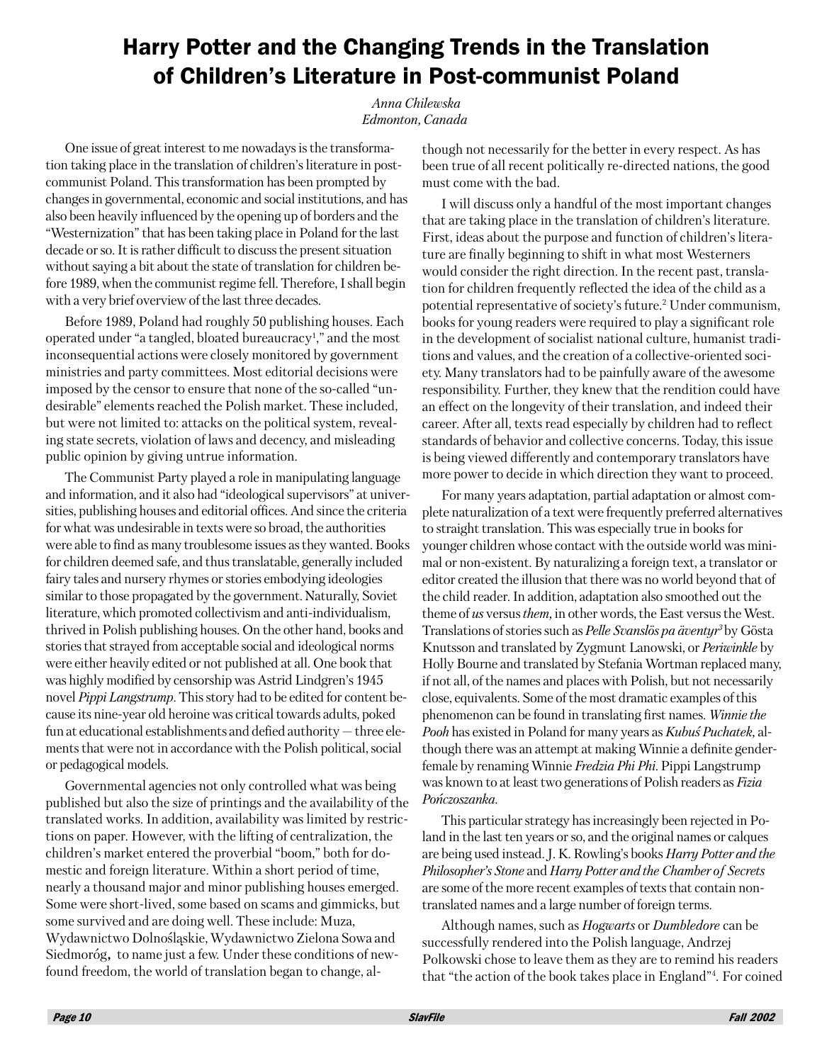# Harry Potter and the Changing Trends in the Translation of Children's Literature in Post-communist Poland

*Anna Chilewska*
*Edmonton, Canada*

One issue of great interest to me nowadays is the transformation taking place in the translation of children's literature in post-communist Poland. This transformation has been prompted by changes in governmental, economic and social institutions, and has also been heavily influenced by the opening up of borders and the "Westernization" that has been taking place in Poland for the last decade or so. It is rather difficult to discuss the present situation without saying a bit about the state of translation for children before 1989, when the communist regime fell. Therefore, I shall begin with a very brief overview of the last three decades.

Before 1989, Poland had roughly 50 publishing houses. Each operated under "a tangled, bloated bureaucracy[1]," and the most inconsequential actions were closely monitored by government ministries and party committees. Most editorial decisions were imposed by the censor to ensure that none of the so-called "undesirable" elements reached the Polish market. These included, but were not limited to: attacks on the political system, revealing state secrets, violation of laws and decency, and misleading public opinion by giving untrue information.

The Communist Party played a role in manipulating language and information, and it also had "ideological supervisors" at universities, publishing houses and editorial offices. And since the criteria for what was undesirable in texts were so broad, the authorities were able to find as many troublesome issues as they wanted. Books for children deemed safe, and thus translatable, generally included fairy tales and nursery rhymes or stories embodying ideologies similar to those propagated by the government. Naturally, Soviet literature, which promoted collectivism and anti-individualism, thrived in Polish publishing houses. On the other hand, books and stories that strayed from acceptable social and ideological norms were either heavily edited or not published at all. One book that was highly modified by censorship was Astrid Lindgren's 1945 novel *Pippi Langstrump*. This story had to be edited for content because its nine-year old heroine was critical towards adults, poked fun at educational establishments and defied authority — three elements that were not in accordance with the Polish political, social or pedagogical models.

Governmental agencies not only controlled what was being published but also the size of printings and the availability of the translated works. In addition, availability was limited by restrictions on paper. However, with the lifting of centralization, the children's market entered the proverbial "boom," both for domestic and foreign literature. Within a short period of time, nearly a thousand major and minor publishing houses emerged. Some were short-lived, some based on scams and gimmicks, but some survived and are doing well. These include: Muza, Wydawnictwo Dolnośląskie, Wydawnictwo Zielona Sowa and Siedmoróg, to name just a few. Under these conditions of new-found freedom, the world of translation began to change, although not necessarily for the better in every respect. As has been true of all recent politically re-directed nations, the good must come with the bad.

I will discuss only a handful of the most important changes that are taking place in the translation of children's literature. First, ideas about the purpose and function of children's literature are finally beginning to shift in what most Westerners would consider the right direction. In the recent past, translation for children frequently reflected the idea of the child as a potential representative of society's future.[2] Under communism, books for young readers were required to play a significant role in the development of socialist national culture, humanist traditions and values, and the creation of a collective-oriented society. Many translators had to be painfully aware of the awesome responsibility. Further, they knew that the rendition could have an effect on the longevity of their translation, and indeed their career. After all, texts read especially by children had to reflect standards of behavior and collective concerns. Today, this issue is being viewed differently and contemporary translators have more power to decide in which direction they want to proceed.

For many years adaptation, partial adaptation or almost complete naturalization of a text were frequently preferred alternatives to straight translation. This was especially true in books for younger children whose contact with the outside world was minimal or non-existent. By naturalizing a foreign text, a translator or editor created the illusion that there was no world beyond that of the child reader. In addition, adaptation also smoothed out the theme of *us* versus *them,* in other words, the East versus the West. Translations of stories such as *Pelle Svanslös pa äventyr*[3] by Gösta Knutsson and translated by Zygmunt Lanowski, or *Periwinkle* by Holly Bourne and translated by Stefania Wortman replaced many, if not all, of the names and places with Polish, but not necessarily close, equivalents. Some of the most dramatic examples of this phenomenon can be found in translating first names. *Winnie the Pooh* has existed in Poland for many years as *Kubuś Puchatek,* although there was an attempt at making Winnie a definite gender-female by renaming Winnie *Fredzia Phi Phi.* Pippi Langstrump was known to at least two generations of Polish readers as *Fizia Pończoszanka.*

This particular strategy has increasingly been rejected in Poland in the last ten years or so, and the original names or calques are being used instead. J. K. Rowling's books *Harry Potter and the Philosopher's Stone* and *Harry Potter and the Chamber of Secrets* are some of the more recent examples of texts that contain non-translated names and a large number of foreign terms.

Although names, such as *Hogwarts* or *Dumbledore* can be successfully rendered into the Polish language, Andrzej Polkowski chose to leave them as they are to remind his readers that "the action of the book takes place in England"[4]. For coined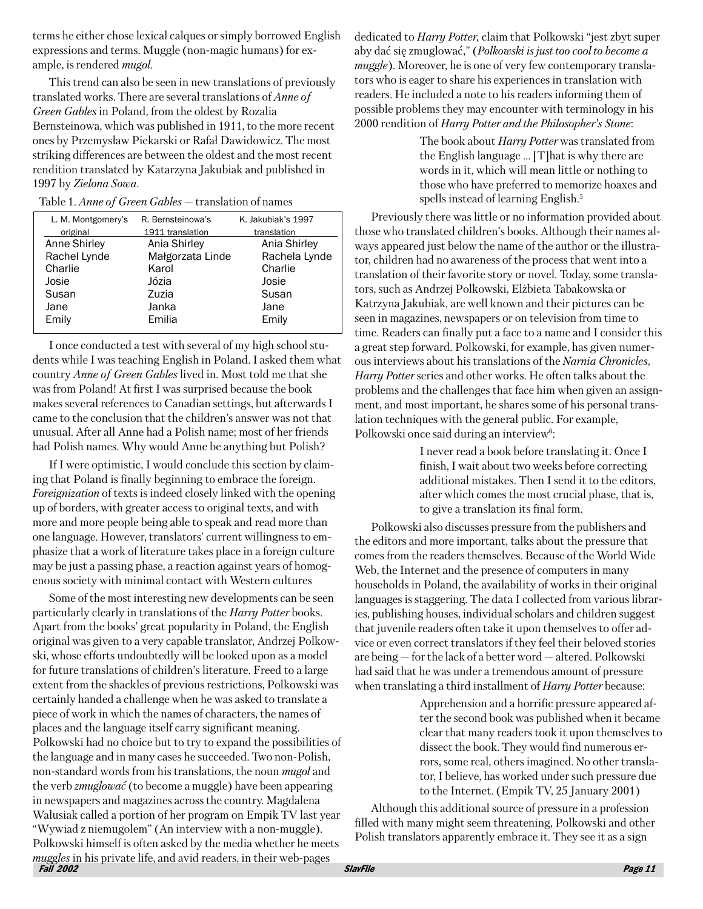terms he either chose lexical calques or simply borrowed English expressions and terms. Muggle (non-magic humans) for example, is rendered *mugol*.

This trend can also be seen in new translations of previously translated works. There are several translations of *Anne of Green Gables* in Poland, from the oldest by Rozalia Bernsteinowa, which was published in 1911, to the more recent ones by Przemysław Piekarski or Rafał Dawidowicz. The most striking differences are between the oldest and the most recent rendition translated by Katarzyna Jakubiak and published in 1997 by *Zielona Sowa*.

Table 1. *Anne of Green Gables* — translation of names

| L. M. Montgomery's original | R. Bernsteinowa's 1911 translation | K. Jakubiak's 1997 translation |
|---|---|---|
| Anne Shirley | Ania Shirley | Ania Shirley |
| Rachel Lynde | Małgorzata Linde | Rachela Lynde |
| Charlie | Karol | Charlie |
| Josie | Józia | Josie |
| Susan | Zuzia | Susan |
| Jane | Janka | Jane |
| Emily | Emilia | Emily |

I once conducted a test with several of my high school students while I was teaching English in Poland. I asked them what country *Anne of Green Gables* lived in. Most told me that she was from Poland! At first I was surprised because the book makes several references to Canadian settings, but afterwards I came to the conclusion that the children's answer was not that unusual. After all Anne had a Polish name; most of her friends had Polish names. Why would Anne be anything but Polish?

If I were optimistic, I would conclude this section by claiming that Poland is finally beginning to embrace the foreign. *Foreignization* of texts is indeed closely linked with the opening up of borders, with greater access to original texts, and with more and more people being able to speak and read more than one language. However, translators' current willingness to emphasize that a work of literature takes place in a foreign culture may be just a passing phase, a reaction against years of homogenous society with minimal contact with Western cultures

Some of the most interesting new developments can be seen particularly clearly in translations of the *Harry Potter* books. Apart from the books' great popularity in Poland, the English original was given to a very capable translator, Andrzej Polkowski, whose efforts undoubtedly will be looked upon as a model for future translations of children's literature. Freed to a large extent from the shackles of previous restrictions, Polkowski was certainly handed a challenge when he was asked to translate a piece of work in which the names of characters, the names of places and the language itself carry significant meaning. Polkowski had no choice but to try to expand the possibilities of the language and in many cases he succeeded. Two non-Polish, non-standard words from his translations, the noun *mugol* and the verb *zmuglować* (to become a muggle) have been appearing in newspapers and magazines across the country. Magdalena Walusiak called a portion of her program on Empik TV last year "Wywiad z niemugolem" (An interview with a non-muggle). Polkowski himself is often asked by the media whether he meets *muggles* in his private life, and avid readers, in their web-pages dedicated to *Harry Potter,* claim that Polkowski "jest zbyt super aby dać się zmuglować," (*Polkowski is just too cool to become a muggle*). Moreover, he is one of very few contemporary translators who is eager to share his experiences in translation with readers. He included a note to his readers informing them of possible problems they may encounter with terminology in his 2000 rendition of *Harry Potter and the Philosopher's Stone*:

> The book about *Harry Potter* was translated from the English language ... [T]hat is why there are words in it, which will mean little or nothing to those who have preferred to memorize hoaxes and spells instead of learning English.[5]

Previously there was little or no information provided about those who translated children's books. Although their names always appeared just below the name of the author or the illustrator, children had no awareness of the process that went into a translation of their favorite story or novel. Today, some translators, such as Andrzej Polkowski, Elżbieta Tabakowska or Katrzyna Jakubiak, are well known and their pictures can be seen in magazines, newspapers or on television from time to time. Readers can finally put a face to a name and I consider this a great step forward. Polkowski, for example, has given numerous interviews about his translations of the *Narnia Chronicles*, *Harry Potter* series and other works. He often talks about the problems and the challenges that face him when given an assignment, and most important, he shares some of his personal translation techniques with the general public. For example, Polkowski once said during an interview[6]:

> I never read a book before translating it. Once I finish, I wait about two weeks before correcting additional mistakes. Then I send it to the editors, after which comes the most crucial phase, that is, to give a translation its final form.

Polkowski also discusses pressure from the publishers and the editors and more important, talks about the pressure that comes from the readers themselves. Because of the World Wide Web, the Internet and the presence of computers in many households in Poland, the availability of works in their original languages is staggering. The data I collected from various libraries, publishing houses, individual scholars and children suggest that juvenile readers often take it upon themselves to offer advice or even correct translators if they feel their beloved stories are being — for the lack of a better word — altered. Polkowski had said that he was under a tremendous amount of pressure when translating a third installment of *Harry Potter* because:

> Apprehension and a horrific pressure appeared after the second book was published when it became clear that many readers took it upon themselves to dissect the book. They would find numerous errors, some real, others imagined. No other translator, I believe, has worked under such pressure due to the Internet. (Empik TV, 25 January 2001)

Although this additional source of pressure in a profession filled with many might seem threatening, Polkowski and other Polish translators apparently embrace it. They see it as a sign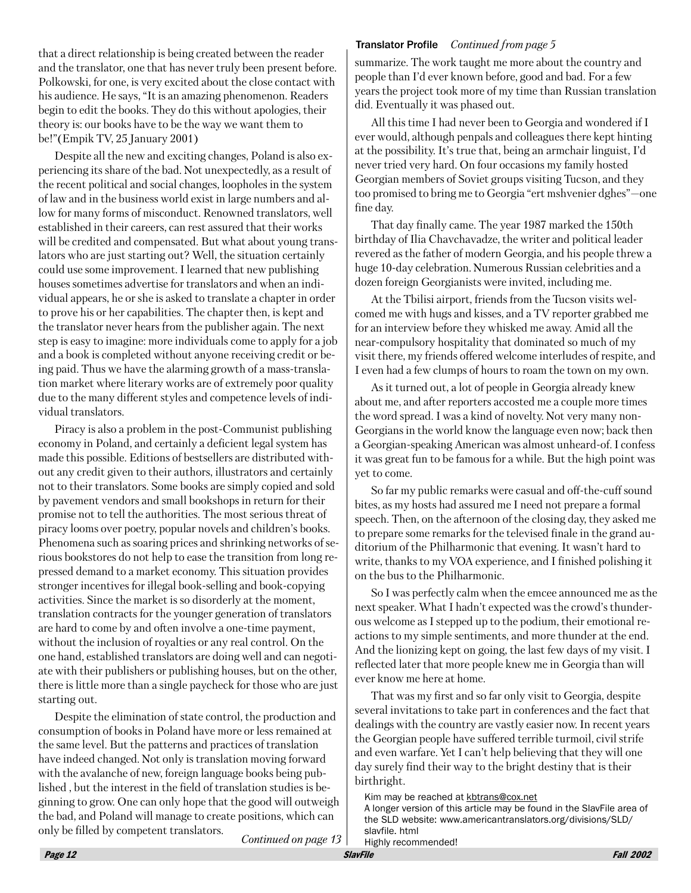that a direct relationship is being created between the reader and the translator, one that has never truly been present before. Polkowski, for one, is very excited about the close contact with his audience. He says, "It is an amazing phenomenon. Readers begin to edit the books. They do this without apologies, their theory is: our books have to be the way we want them to be!"(Empik TV, 25 January 2001)

Despite all the new and exciting changes, Poland is also experiencing its share of the bad. Not unexpectedly, as a result of the recent political and social changes, loopholes in the system of law and in the business world exist in large numbers and allow for many forms of misconduct. Renowned translators, well established in their careers, can rest assured that their works will be credited and compensated. But what about young translators who are just starting out? Well, the situation certainly could use some improvement. I learned that new publishing houses sometimes advertise for translators and when an individual appears, he or she is asked to translate a chapter in order to prove his or her capabilities. The chapter then, is kept and the translator never hears from the publisher again. The next step is easy to imagine: more individuals come to apply for a job and a book is completed without anyone receiving credit or being paid. Thus we have the alarming growth of a mass-translation market where literary works are of extremely poor quality due to the many different styles and competence levels of individual translators.

Piracy is also a problem in the post-Communist publishing economy in Poland, and certainly a deficient legal system has made this possible. Editions of bestsellers are distributed without any credit given to their authors, illustrators and certainly not to their translators. Some books are simply copied and sold by pavement vendors and small bookshops in return for their promise not to tell the authorities. The most serious threat of piracy looms over poetry, popular novels and children's books. Phenomena such as soaring prices and shrinking networks of serious bookstores do not help to ease the transition from long repressed demand to a market economy. This situation provides stronger incentives for illegal book-selling and book-copying activities. Since the market is so disorderly at the moment, translation contracts for the younger generation of translators are hard to come by and often involve a one-time payment, without the inclusion of royalties or any real control. On the one hand, established translators are doing well and can negotiate with their publishers or publishing houses, but on the other, there is little more than a single paycheck for those who are just starting out.

Despite the elimination of state control, the production and consumption of books in Poland have more or less remained at the same level. But the patterns and practices of translation have indeed changed. Not only is translation moving forward with the avalanche of new, foreign language books being published , but the interest in the field of translation studies is beginning to grow. One can only hope that the good will outweigh the bad, and Poland will manage to create positions, which can only be filled by competent translators.

*Continued on page 13*

**Translator Profile** *Continued from page 5*

summarize. The work taught me more about the country and people than I'd ever known before, good and bad. For a few years the project took more of my time than Russian translation did. Eventually it was phased out.

All this time I had never been to Georgia and wondered if I ever would, although penpals and colleagues there kept hinting at the possibility. It's true that, being an armchair linguist, I'd never tried very hard. On four occasions my family hosted Georgian members of Soviet groups visiting Tucson, and they too promised to bring me to Georgia "ert mshvenier dghes"—one fine day.

That day finally came. The year 1987 marked the 150th birthday of Ilia Chavchavadze, the writer and political leader revered as the father of modern Georgia, and his people threw a huge 10-day celebration. Numerous Russian celebrities and a dozen foreign Georgianists were invited, including me.

At the Tbilisi airport, friends from the Tucson visits welcomed me with hugs and kisses, and a TV reporter grabbed me for an interview before they whisked me away. Amid all the near-compulsory hospitality that dominated so much of my visit there, my friends offered welcome interludes of respite, and I even had a few clumps of hours to roam the town on my own.

As it turned out, a lot of people in Georgia already knew about me, and after reporters accosted me a couple more times the word spread. I was a kind of novelty. Not very many non-Georgians in the world know the language even now; back then a Georgian-speaking American was almost unheard-of. I confess it was great fun to be famous for a while. But the high point was yet to come.

So far my public remarks were casual and off-the-cuff sound bites, as my hosts had assured me I need not prepare a formal speech. Then, on the afternoon of the closing day, they asked me to prepare some remarks for the televised finale in the grand auditorium of the Philharmonic that evening. It wasn't hard to write, thanks to my VOA experience, and I finished polishing it on the bus to the Philharmonic.

So I was perfectly calm when the emcee announced me as the next speaker. What I hadn't expected was the crowd's thunderous welcome as I stepped up to the podium, their emotional reactions to my simple sentiments, and more thunder at the end. And the lionizing kept on going, the last few days of my visit. I reflected later that more people knew me in Georgia than will ever know me here at home.

That was my first and so far only visit to Georgia, despite several invitations to take part in conferences and the fact that dealings with the country are vastly easier now. In recent years the Georgian people have suffered terrible turmoil, civil strife and even warfare. Yet I can't help believing that they will one day surely find their way to the bright destiny that is their birthright.

Kim may be reached at kbtrans@cox.net
A longer version of this article may be found in the SlavFile area of the SLD website: www.americantranslators.org/divisions/SLD/slavfile. html
Highly recommended!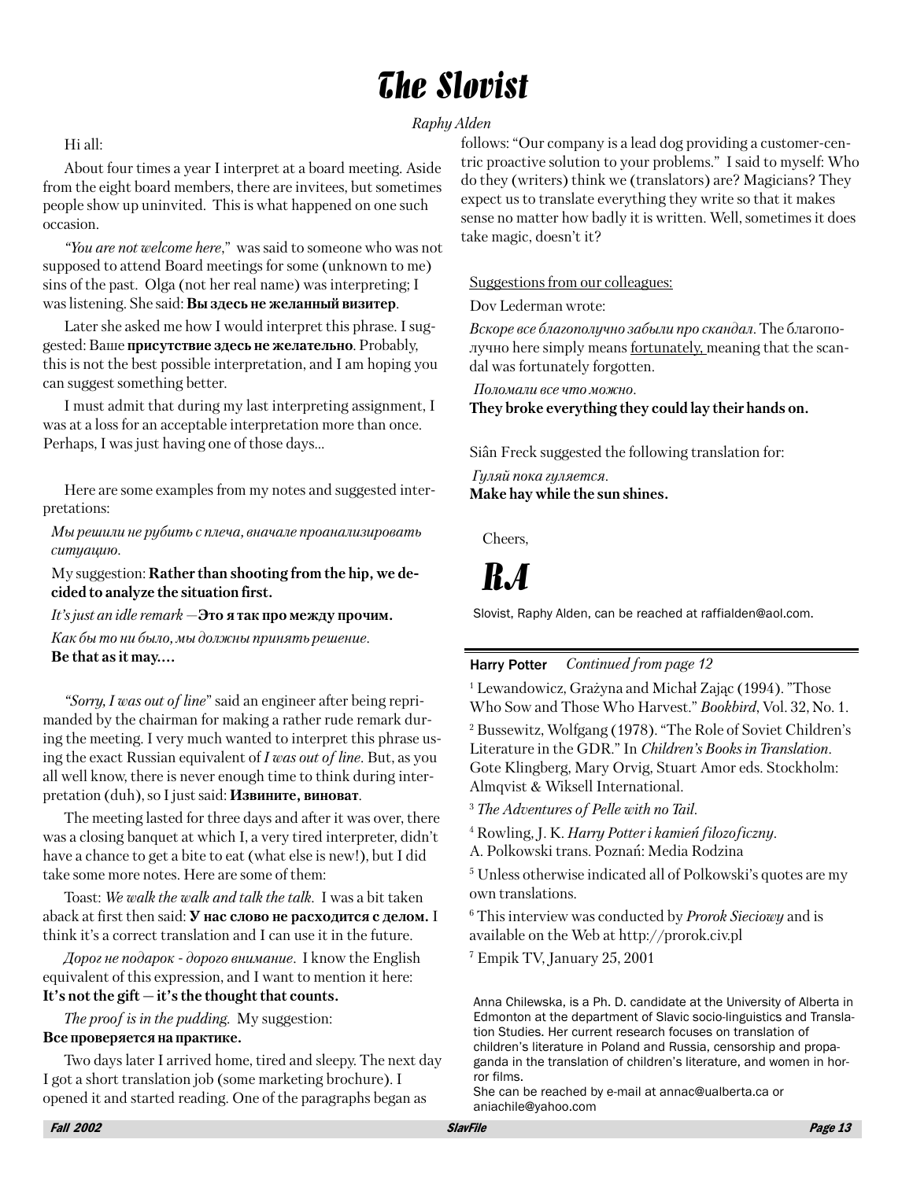# The Slovist

*Raphy Alden*

Hi all:

About four times a year I interpret at a board meeting. Aside from the eight board members, there are invitees, but sometimes people show up uninvited. This is what happened on one such occasion.

*"You are not welcome here,"* was said to someone who was not supposed to attend Board meetings for some (unknown to me) sins of the past. Olga (not her real name) was interpreting; I was listening. She said: **Вы здесь не желанный визитер**.

Later she asked me how I would interpret this phrase. I suggested: Ваше **присутствие здесь не желательно**. Probably, this is not the best possible interpretation, and I am hoping you can suggest something better.

I must admit that during my last interpreting assignment, I was at a loss for an acceptable interpretation more than once. Perhaps, I was just having one of those days...

Here are some examples from my notes and suggested interpretations:

*Мы решили не рубить с плеча, вначале проанализировать ситуацию.*

My suggestion: **Rather than shooting from the hip, we decided to analyze the situation first.**

*It's just an idle remark* —**Это я так про между прочим.**

*Как бы то ни было, мы должны принять решение.*
**Be that as it may....**

*"Sorry, I was out of line"* said an engineer after being reprimanded by the chairman for making a rather rude remark during the meeting. I very much wanted to interpret this phrase using the exact Russian equivalent of *I was out of line*. But, as you all well know, there is never enough time to think during interpretation (duh), so I just said: **Извините, виноват**.

The meeting lasted for three days and after it was over, there was a closing banquet at which I, a very tired interpreter, didn't have a chance to get a bite to eat (what else is new!), but I did take some more notes. Here are some of them:

Toast: *We walk the walk and talk the talk.* I was a bit taken aback at first then said: **У нас слово не расходится с делом.** I think it's a correct translation and I can use it in the future.

*Дорог не подарок - дорого внимание.* I know the English equivalent of this expression, and I want to mention it here: **It's not the gift — it's the thought that counts.**

*The proof is in the pudding.* My suggestion:
**Все проверяется на практике.**

Two days later I arrived home, tired and sleepy. The next day I got a short translation job (some marketing brochure). I opened it and started reading. One of the paragraphs began as follows: "Our company is a lead dog providing a customer-centric proactive solution to your problems." I said to myself: Who do they (writers) think we (translators) are? Magicians? They expect us to translate everything they write so that it makes sense no matter how badly it is written. Well, sometimes it does take magic, doesn't it?

Suggestions from our colleagues:

Dov Lederman wrote:

*Вскоре все благополучно забыли про скандал.* The благополучно here simply means fortunately, meaning that the scandal was fortunately forgotten.

*Поломали все что можно.*
**They broke everything they could lay their hands on.**

Siân Freck suggested the following translation for:

*Гуляй пока гуляется.*
**Make hay while the sun shines.**

Cheers,

***RA***

Slovist, Raphy Alden, can be reached at raffialden@aol.com.

---

**Harry Potter** *Continued from page 12*

[1] Lewandowicz, Grażyna and Michał Zając (1994). "Those Who Sow and Those Who Harvest." *Bookbird*, Vol. 32, No. 1.

[2] Bussewitz, Wolfgang (1978). "The Role of Soviet Children's Literature in the GDR." In *Children's Books in Translation*. Gote Klingberg, Mary Orvig, Stuart Amor eds. Stockholm: Almqvist & Wiksell International.

[3] *The Adventures of Pelle with no Tail*.

[4] Rowling, J. K. *Harry Potter i kamień filozoficzny*. A. Polkowski trans. Poznań: Media Rodzina

[5] Unless otherwise indicated all of Polkowski's quotes are my own translations.

[6] This interview was conducted by *Prorok Sieciowy* and is available on the Web at http://prorok.civ.pl

[7] Empik TV, January 25, 2001

Anna Chilewska, is a Ph. D. candidate at the University of Alberta in Edmonton at the department of Slavic socio-linguistics and Translation Studies. Her current research focuses on translation of children's literature in Poland and Russia, censorship and propaganda in the translation of children's literature, and women in horror films.
She can be reached by e-mail at annac@ualberta.ca or aniachile@yahoo.com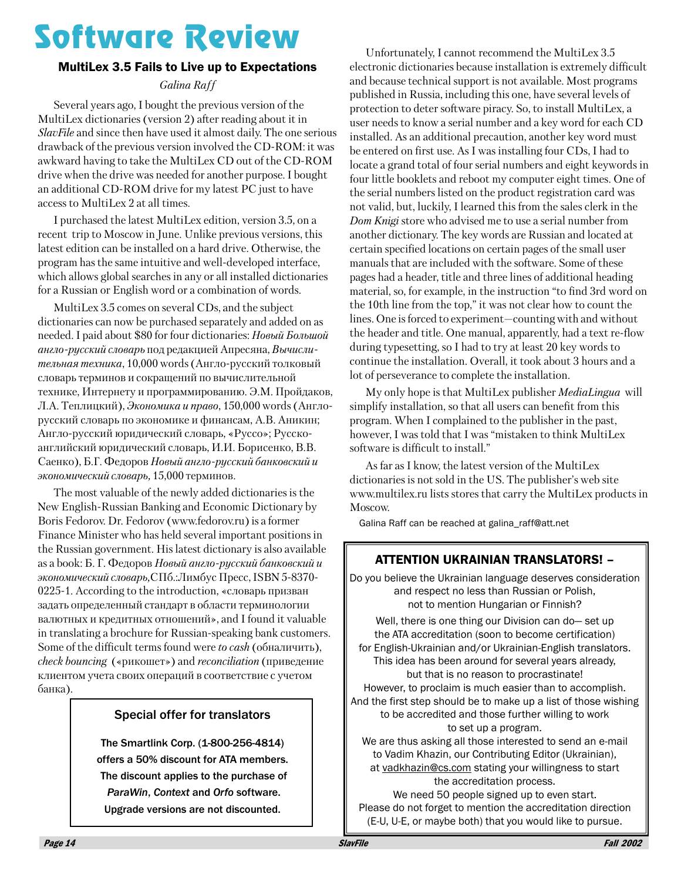# Software Review

## MultiLex 3.5 Fails to Live up to Expectations

*Galina Raff*

Several years ago, I bought the previous version of the MultiLex dictionaries (version 2) after reading about it in *SlavFile* and since then have used it almost daily. The one serious drawback of the previous version involved the CD-ROM: it was awkward having to take the MultiLex CD out of the CD-ROM drive when the drive was needed for another purpose. I bought an additional CD-ROM drive for my latest PC just to have access to MultiLex 2 at all times.

I purchased the latest MultiLex edition, version 3.5, on a recent trip to Moscow in June. Unlike previous versions, this latest edition can be installed on a hard drive. Otherwise, the program has the same intuitive and well-developed interface, which allows global searches in any or all installed dictionaries for a Russian or English word or a combination of words.

MultiLex 3.5 comes on several CDs, and the subject dictionaries can now be purchased separately and added on as needed. I paid about $80 for four dictionaries: *Новый Большой англо-русский словарь* под редакцией Апресяна, *Вычислительная техника*, 10,000 words (Англо-русский толковый словарь терминов и сокращений по вычислительной технике, Интернету и программированию. Э.М. Пройдаков, Л.А. Теплицкий), *Экономика и право*, 150,000 words (Англо-русский словарь по экономике и финансам, А.В. Аникин; Англо-русский юридический словарь, «Руссо»; Русско-английский юридический словарь, И.И. Борисенко, В.В. Саенко), Б.Г. Федоров *Новый англо-русский банковский и экономический словарь*, 15,000 терминов.

The most valuable of the newly added dictionaries is the New English-Russian Banking and Economic Dictionary by Boris Fedorov. Dr. Fedorov (www.fedorov.ru) is a former Finance Minister who has held several important positions in the Russian government. His latest dictionary is also available as a book: Б. Г. Федоров *Новый англо-русский банковский и экономический словарь*,СПб.:Лимбус Пресс, ISBN 5-8370-0225-1. According to the introduction, «словарь призван задать определенный стандарт в области терминологии валютных и кредитных отношений», and I found it valuable in translating a brochure for Russian-speaking bank customers. Some of the difficult terms found were *to cash* (обналичить), *check bouncing* («рикошет») and *reconciliation* (приведение клиентом учета своих операций в соответствие с учетом банка).

Unfortunately, I cannot recommend the MultiLex 3.5 electronic dictionaries because installation is extremely difficult and because technical support is not available. Most programs published in Russia, including this one, have several levels of protection to deter software piracy. So, to install MultiLex, a user needs to know a serial number and a key word for each CD installed. As an additional precaution, another key word must be entered on first use. As I was installing four CDs, I had to locate a grand total of four serial numbers and eight keywords in four little booklets and reboot my computer eight times. One of the serial numbers listed on the product registration card was not valid, but, luckily, I learned this from the sales clerk in the *Dom Knigi* store who advised me to use a serial number from another dictionary. The key words are Russian and located at certain specified locations on certain pages of the small user manuals that are included with the software. Some of these pages had a header, title and three lines of additional heading material, so, for example, in the instruction "to find 3rd word on the 10th line from the top," it was not clear how to count the lines. One is forced to experiment—counting with and without the header and title. One manual, apparently, had a text re-flow during typesetting, so I had to try at least 20 key words to continue the installation. Overall, it took about 3 hours and a lot of perseverance to complete the installation.

My only hope is that MultiLex publisher *MediaLingua* will simplify installation, so that all users can benefit from this program. When I complained to the publisher in the past, however, I was told that I was "mistaken to think MultiLex software is difficult to install."

As far as I know, the latest version of the MultiLex dictionaries is not sold in the US. The publisher's web site www.multilex.ru lists stores that carry the MultiLex products in Moscow.

Galina Raff can be reached at galina_raff@att.net

---

### Special offer for translators

**The Smartlink Corp. (1-800-256-4814) offers a 50% discount for ATA members. The discount applies to the purchase of *ParaWin*, *Context* and *Orfo* software. Upgrade versions are not discounted.**

---

### ATTENTION UKRAINIAN TRANSLATORS! –

Do you believe the Ukrainian language deserves consideration and respect no less than Russian or Polish, not to mention Hungarian or Finnish?

Well, there is one thing our Division can do— set up the ATA accreditation (soon to become certification) for English-Ukrainian and/or Ukrainian-English translators. This idea has been around for several years already, but that is no reason to procrastinate!
However, to proclaim is much easier than to accomplish. And the first step should be to make up a list of those wishing to be accredited and those further willing to work to set up a program.
We are thus asking all those interested to send an e-mail to Vadim Khazin, our Contributing Editor (Ukrainian), at vadkhazin@cs.com stating your willingness to start the accreditation process.
We need 50 people signed up to even start.
Please do not forget to mention the accreditation direction (E-U, U-E, or maybe both) that you would like to pursue.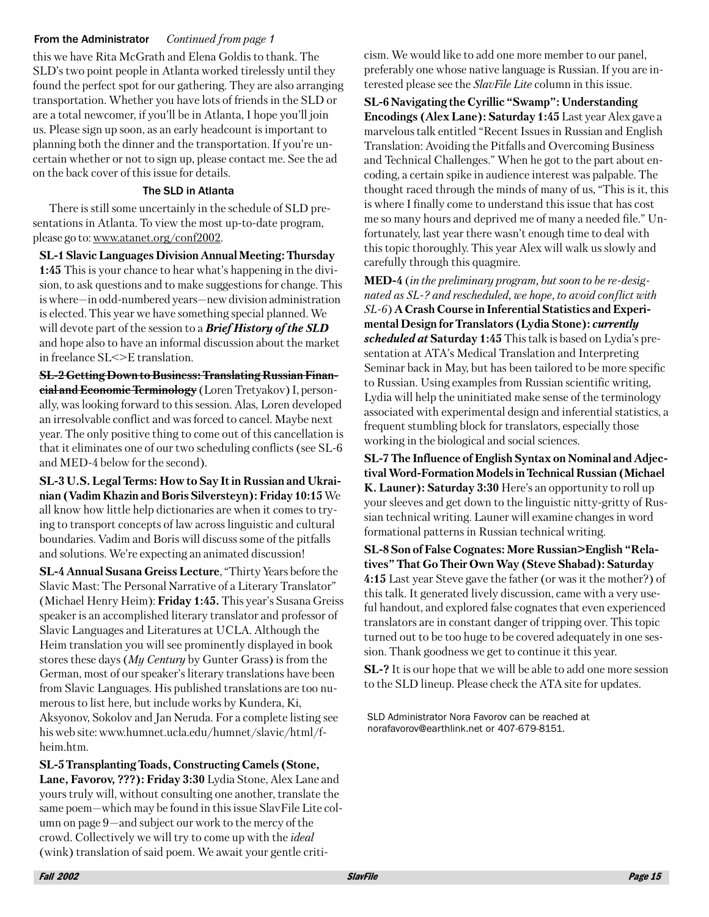**From the Administrator** *Continued from page 1*

this we have Rita McGrath and Elena Goldis to thank. The SLD's two point people in Atlanta worked tirelessly until they found the perfect spot for our gathering. They are also arranging transportation. Whether you have lots of friends in the SLD or are a total newcomer, if you'll be in Atlanta, I hope you'll join us. Please sign up soon, as an early headcount is important to planning both the dinner and the transportation. If you're uncertain whether or not to sign up, please contact me. See the ad on the back cover of this issue for details.

### The SLD in Atlanta

There is still some uncertainly in the schedule of SLD presentations in Atlanta. To view the most up-to-date program, please go to: www.atanet.org/conf2002.

**SL-1 Slavic Languages Division Annual Meeting: Thursday 1:45** This is your chance to hear what's happening in the division, to ask questions and to make suggestions for change. This is where—in odd-numbered years—new division administration is elected. This year we have something special planned. We will devote part of the session to a ***Brief History of the SLD*** and hope also to have an informal discussion about the market in freelance SL<>E translation.

~~**SL-2 Getting Down to Business: Translating Russian Financial and Economic Terminology**~~ (Loren Tretyakov) I, personally, was looking forward to this session. Alas, Loren developed an irresolvable conflict and was forced to cancel. Maybe next year. The only positive thing to come out of this cancellation is that it eliminates one of our two scheduling conflicts (see SL-6 and MED-4 below for the second).

**SL-3 U.S. Legal Terms: How to Say It in Russian and Ukrainian (Vadim Khazin and Boris Silversteyn): Friday 10:15** We all know how little help dictionaries are when it comes to trying to transport concepts of law across linguistic and cultural boundaries. Vadim and Boris will discuss some of the pitfalls and solutions. We're expecting an animated discussion!

**SL-4 Annual Susana Greiss Lecture**, "Thirty Years before the Slavic Mast: The Personal Narrative of a Literary Translator" (Michael Henry Heim): **Friday 1:45.** This year's Susana Greiss speaker is an accomplished literary translator and professor of Slavic Languages and Literatures at UCLA. Although the Heim translation you will see prominently displayed in book stores these days (*My Century* by Gunter Grass) is from the German, most of our speaker's literary translations have been from Slavic Languages. His published translations are too numerous to list here, but include works by Kundera, Ki, Aksyonov, Sokolov and Jan Neruda. For a complete listing see his web site: www.humnet.ucla.edu/humnet/slavic/html/f-heim.htm.

**SL-5 Transplanting Toads, Constructing Camels (Stone, Lane, Favorov, ???): Friday 3:30** Lydia Stone, Alex Lane and yours truly will, without consulting one another, translate the same poem—which may be found in this issue SlavFile Lite column on page 9—and subject our work to the mercy of the crowd. Collectively we will try to come up with the *ideal* (wink) translation of said poem. We await your gentle criticism. We would like to add one more member to our panel, preferably one whose native language is Russian. If you are interested please see the *SlavFile Lite* column in this issue.

**SL-6 Navigating the Cyrillic "Swamp": Understanding Encodings (Alex Lane): Saturday 1:45** Last year Alex gave a marvelous talk entitled "Recent Issues in Russian and English Translation: Avoiding the Pitfalls and Overcoming Business and Technical Challenges." When he got to the part about encoding, a certain spike in audience interest was palpable. The thought raced through the minds of many of us, "This is it, this is where I finally come to understand this issue that has cost me so many hours and deprived me of many a needed file." Unfortunately, last year there wasn't enough time to deal with this topic thoroughly. This year Alex will walk us slowly and carefully through this quagmire.

**MED-4** (*in the preliminary program, but soon to be re-designated as SL-? and rescheduled, we hope, to avoid conflict with SL-6*) **A Crash Course in Inferential Statistics and Experimental Design for Translators (Lydia Stone):** ***currently scheduled at*** **Saturday 1:45** This talk is based on Lydia's presentation at ATA's Medical Translation and Interpreting Seminar back in May, but has been tailored to be more specific to Russian. Using examples from Russian scientific writing, Lydia will help the uninitiated make sense of the terminology associated with experimental design and inferential statistics, a frequent stumbling block for translators, especially those working in the biological and social sciences.

**SL-7 The Influence of English Syntax on Nominal and Adjectival Word-Formation Models in Technical Russian (Michael K. Launer): Saturday 3:30** Here's an opportunity to roll up your sleeves and get down to the linguistic nitty-gritty of Russian technical writing. Launer will examine changes in word formational patterns in Russian technical writing.

**SL-8 Son of False Cognates: More Russian>English "Relatives" That Go Their Own Way (Steve Shabad): Saturday 4:15** Last year Steve gave the father (or was it the mother?) of this talk. It generated lively discussion, came with a very useful handout, and explored false cognates that even experienced translators are in constant danger of tripping over. This topic turned out to be too huge to be covered adequately in one session. Thank goodness we get to continue it this year.

**SL-?** It is our hope that we will be able to add one more session to the SLD lineup. Please check the ATA site for updates.

SLD Administrator Nora Favorov can be reached at norafavorov@earthlink.net or 407-679-8151.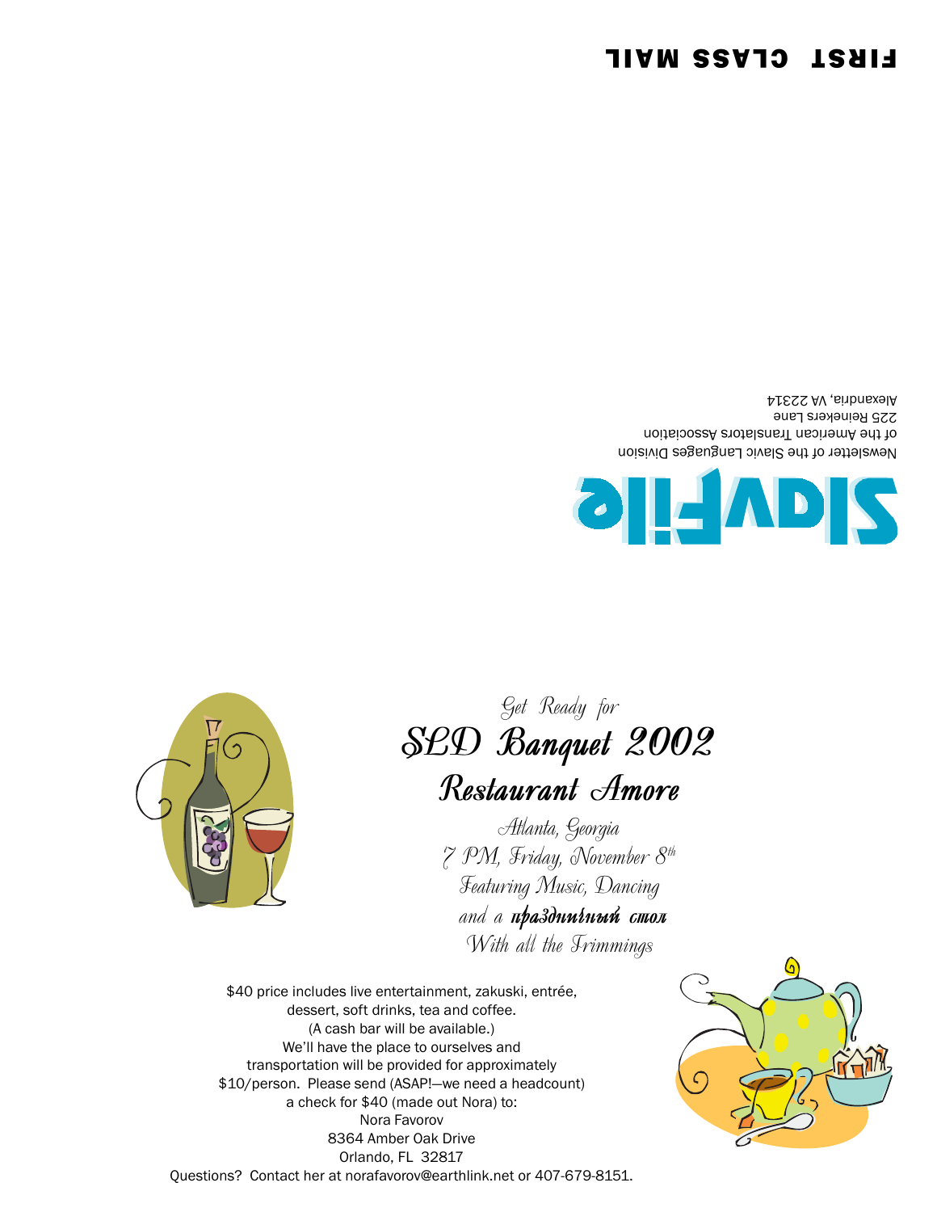FIRST CLASS MAIL

SlavFile

Newsletter of the Slavic Languages Division
of the American Translators Association
225 Reinekers Lane
Alexandria, VA 22314

*Get Ready for*

# SLD Banquet 2002

## Restaurant Amore

*Atlanta, Georgia*
*7 PM, Friday, November 8th*
*Featuring Music, Dancing*
*and a* ***праздничный стол***
*With all the Trimmings*

$40 price includes live entertainment, zakuski, entrée, dessert, soft drinks, tea and coffee.
(A cash bar will be available.)
We'll have the place to ourselves and transportation will be provided for approximately $10/person. Please send (ASAP!—we need a headcount) a check for $40 (made out Nora) to:
Nora Favorov
8364 Amber Oak Drive
Orlando, FL 32817
Questions? Contact her at norafavorov@earthlink.net or 407-679-8151.